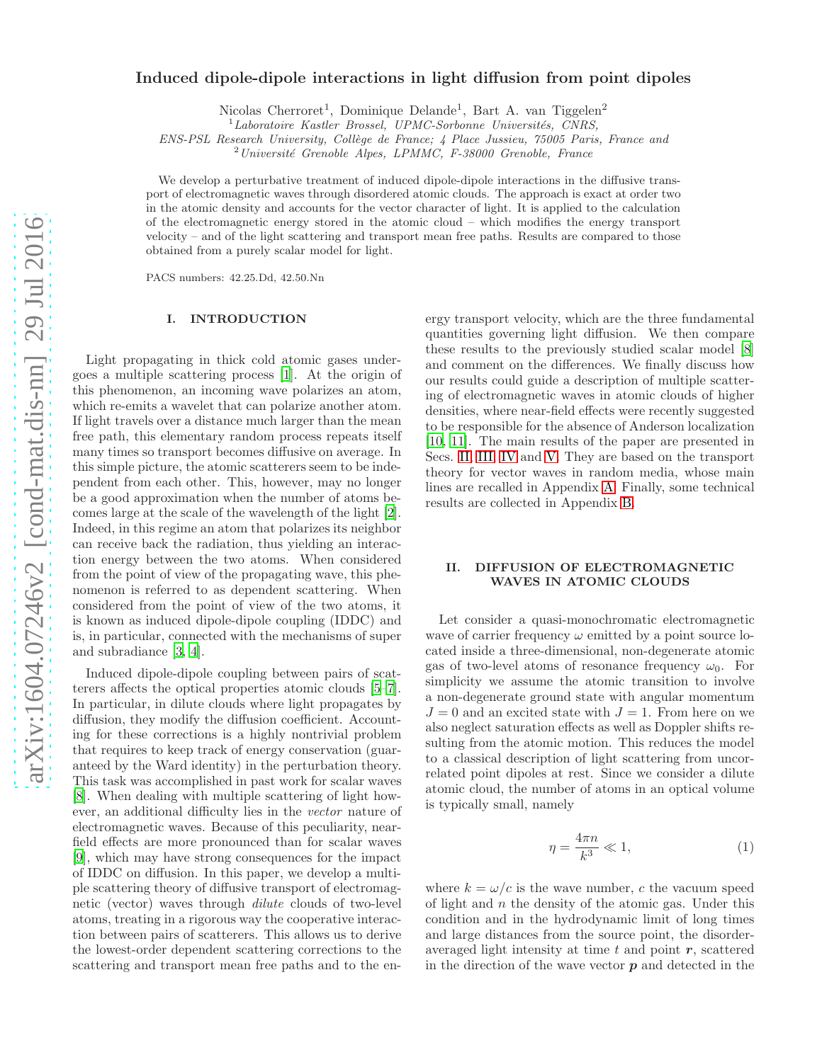# Induced dipole-dipole interactions in light diffusion from point dipoles

Nicolas Cherroret[1], Dominique Delande[1], Bart A. van Tiggelen[2]

[1] *Laboratoire Kastler Brossel, UPMC-Sorbonne Universités, CNRS, ENS-PSL Research University, Collège de France; 4 Place Jussieu, 75005 Paris, France and*
[2] *Université Grenoble Alpes, LPMMC, F-38000 Grenoble, France*

We develop a perturbative treatment of induced dipole-dipole interactions in the diffusive transport of electromagnetic waves through disordered atomic clouds. The approach is exact at order two in the atomic density and accounts for the vector character of light. It is applied to the calculation of the electromagnetic energy stored in the atomic cloud – which modifies the energy transport velocity – and of the light scattering and transport mean free paths. Results are compared to those obtained from a purely scalar model for light.

PACS numbers: 42.25.Dd, 42.50.Nn

## I. INTRODUCTION

Light propagating in thick cold atomic gases undergoes a multiple scattering process [1]. At the origin of this phenomenon, an incoming wave polarizes an atom, which re-emits a wavelet that can polarize another atom. If light travels over a distance much larger than the mean free path, this elementary random process repeats itself many times so transport becomes diffusive on average. In this simple picture, the atomic scatterers seem to be independent from each other. This, however, may no longer be a good approximation when the number of atoms becomes large at the scale of the wavelength of the light [2]. Indeed, in this regime an atom that polarizes its neighbor can receive back the radiation, thus yielding an interaction energy between the two atoms. When considered from the point of view of the propagating wave, this phenomenon is referred to as dependent scattering. When considered from the point of view of the two atoms, it is known as induced dipole-dipole coupling (IDDC) and is, in particular, connected with the mechanisms of super and subradiance [3, 4].

Induced dipole-dipole coupling between pairs of scatterers affects the optical properties atomic clouds [5–7]. In particular, in dilute clouds where light propagates by diffusion, they modify the diffusion coefficient. Accounting for these corrections is a highly nontrivial problem that requires to keep track of energy conservation (guaranteed by the Ward identity) in the perturbation theory. This task was accomplished in past work for scalar waves [8]. When dealing with multiple scattering of light however, an additional difficulty lies in the *vector* nature of electromagnetic waves. Because of this peculiarity, near-field effects are more pronounced than for scalar waves [9], which may have strong consequences for the impact of IDDC on diffusion. In this paper, we develop a multiple scattering theory of diffusive transport of electromagnetic (vector) waves through *dilute* clouds of two-level atoms, treating in a rigorous way the cooperative interaction between pairs of scatterers. This allows us to derive the lowest-order dependent scattering corrections to the scattering and transport mean free paths and to the energy transport velocity, which are the three fundamental quantities governing light diffusion. We then compare these results to the previously studied scalar model [8] and comment on the differences. We finally discuss how our results could guide a description of multiple scattering of electromagnetic waves in atomic clouds of higher densities, where near-field effects were recently suggested to be responsible for the absence of Anderson localization [10, 11]. The main results of the paper are presented in Secs. II, III, IV and V. They are based on the transport theory for vector waves in random media, whose main lines are recalled in Appendix A. Finally, some technical results are collected in Appendix B.

## II. DIFFUSION OF ELECTROMAGNETIC WAVES IN ATOMIC CLOUDS

Let consider a quasi-monochromatic electromagnetic wave of carrier frequency $\omega$ emitted by a point source located inside a three-dimensional, non-degenerate atomic gas of two-level atoms of resonance frequency $\omega_0$. For simplicity we assume the atomic transition to involve a non-degenerate ground state with angular momentum $J = 0$ and an excited state with $J = 1$. From here on we also neglect saturation effects as well as Doppler shifts resulting from the atomic motion. This reduces the model to a classical description of light scattering from uncorrelated point dipoles at rest. Since we consider a dilute atomic cloud, the number of atoms in an optical volume is typically small, namely

$$\eta = \frac{4\pi n}{k^3} \ll 1, \tag{1}$$

where $k = \omega/c$ is the wave number, $c$ the vacuum speed of light and $n$ the density of the atomic gas. Under this condition and in the hydrodynamic limit of long times and large distances from the source point, the disorder-averaged light intensity at time $t$ and point $\boldsymbol{r}$, scattered in the direction of the wave vector $\boldsymbol{p}$ and detected in the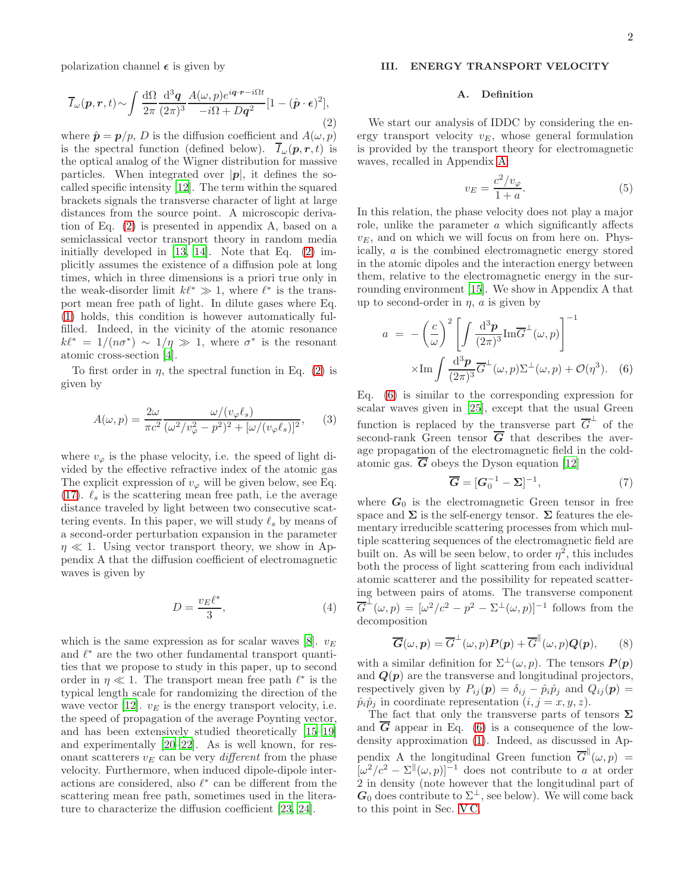polarization channel $\boldsymbol{\epsilon}$ is given by

$$\overline{I}_\omega(\boldsymbol{p},\boldsymbol{r},t) \sim \int \frac{\mathrm{d}\Omega}{2\pi}\frac{\mathrm{d}^3\boldsymbol{q}}{(2\pi)^3}\frac{A(\omega,p)e^{i\boldsymbol{q}\cdot\boldsymbol{r}-i\Omega t}}{-i\Omega+D\boldsymbol{q}^2}[1-(\hat{\boldsymbol{p}}\cdot\boldsymbol{\epsilon})^2], \tag{2}$$

where $\hat{\boldsymbol{p}}=\boldsymbol{p}/p$, $D$ is the diffusion coefficient and $A(\omega,p)$ is the spectral function (defined below). $\overline{I}_\omega(\boldsymbol{p},\boldsymbol{r},t)$ is the optical analog of the Wigner distribution for massive particles. When integrated over $|\boldsymbol{p}|$, it defines the so-called specific intensity [12]. The term within the squared brackets signals the transverse character of light at large distances from the source point. A microscopic derivation of Eq. (2) is presented in appendix A, based on a semiclassical vector transport theory in random media initially developed in [13, 14]. Note that Eq. (2) implicitly assumes the existence of a diffusion pole at long times, which in three dimensions is a priori true only in the weak-disorder limit $k\ell^*\gg 1$, where $\ell^*$ is the transport mean free path of light. In dilute gases where Eq. (1) holds, this condition is however automatically fulfilled. Indeed, in the vicinity of the atomic resonance $k\ell^*=1/(n\sigma^*)\sim 1/\eta\gg 1$, where $\sigma^*$ is the resonant atomic cross-section [4].

To first order in $\eta$, the spectral function in Eq. (2) is given by

$$A(\omega,p)=\frac{2\omega}{\pi c^2}\frac{\omega/(v_\varphi\ell_s)}{(\omega^2/v_\varphi^2-p^2)^2+[\omega/(v_\varphi\ell_s)]^2}, \tag{3}$$

where $v_\varphi$ is the phase velocity, i.e. the speed of light divided by the effective refractive index of the atomic gas The explicit expression of $v_\varphi$ will be given below, see Eq. (17). $\ell_s$ is the scattering mean free path, i.e the average distance traveled by light between two consecutive scattering events. In this paper, we will study $\ell_s$ by means of a second-order perturbation expansion in the parameter $\eta\ll 1$. Using vector transport theory, we show in Appendix A that the diffusion coefficient of electromagnetic waves is given by

$$D=\frac{v_E\ell^*}{3}, \tag{4}$$

which is the same expression as for scalar waves [8]. $v_E$ and $\ell^*$ are the two other fundamental transport quantities that we propose to study in this paper, up to second order in $\eta\ll 1$. The transport mean free path $\ell^*$ is the typical length scale for randomizing the direction of the wave vector [12]. $v_E$ is the energy transport velocity, i.e. the speed of propagation of the average Poynting vector, and has been extensively studied theoretically [15–19] and experimentally [20–22]. As is well known, for resonant scatterers $v_E$ can be very *different* from the phase velocity. Furthermore, when induced dipole-dipole interactions are considered, also $\ell^*$ can be different from the scattering mean free path, sometimes used in the literature to characterize the diffusion coefficient [23, 24].

## III. ENERGY TRANSPORT VELOCITY

### A. Definition

We start our analysis of IDDC by considering the energy transport velocity $v_E$, whose general formulation is provided by the transport theory for electromagnetic waves, recalled in Appendix A:

$$v_E=\frac{c^2/v_\varphi}{1+a}. \tag{5}$$

In this relation, the phase velocity does not play a major role, unlike the parameter $a$ which significantly affects $v_E$, and on which we will focus on from here on. Physically, $a$ is the combined electromagnetic energy stored in the atomic dipoles and the interaction energy between them, relative to the electromagnetic energy in the surrounding environment [15]. We show in Appendix A that up to second-order in $\eta$, $a$ is given by

$$a = -\left(\frac{c}{\omega}\right)^2\left[\int\frac{\mathrm{d}^3\boldsymbol{p}}{(2\pi)^3}\mathrm{Im}\overline{G}^\perp(\omega,p)\right]^{-1} \times\mathrm{Im}\int\frac{\mathrm{d}^3\boldsymbol{p}}{(2\pi)^3}\overline{G}^\perp(\omega,p)\Sigma^\perp(\omega,p)+\mathcal{O}(\eta^3). \tag{6}$$

Eq. (6) is similar to the corresponding expression for scalar waves given in [25], except that the usual Green function is replaced by the transverse part $\overline{G}^\perp$ of the second-rank Green tensor $\overline{\boldsymbol{G}}$ that describes the average propagation of the electromagnetic field in the cold-atomic gas. $\overline{\boldsymbol{G}}$ obeys the Dyson equation [12]

$$\overline{\boldsymbol{G}}=[\boldsymbol{G}_0^{-1}-\boldsymbol{\Sigma}]^{-1}, \tag{7}$$

where $\boldsymbol{G}_0$ is the electromagnetic Green tensor in free space and $\boldsymbol{\Sigma}$ is the self-energy tensor. $\boldsymbol{\Sigma}$ features the elementary irreducible scattering processes from which multiple scattering sequences of the electromagnetic field are built on. As will be seen below, to order $\eta^2$, this includes both the process of light scattering from each individual atomic scatterer and the possibility for repeated scattering between pairs of atoms. The transverse component $\overline{G}^\perp(\omega,p)=[\omega^2/c^2-p^2-\Sigma^\perp(\omega,p)]^{-1}$ follows from the decomposition

$$\overline{\boldsymbol{G}}(\omega,\boldsymbol{p})=\overline{G}^\perp(\omega,p)\boldsymbol{P}(\boldsymbol{p})+\overline{G}^\parallel(\omega,p)\boldsymbol{Q}(\boldsymbol{p}), \tag{8}$$

with a similar definition for $\Sigma^\perp(\omega,p)$. The tensors $\boldsymbol{P}(\boldsymbol{p})$ and $\boldsymbol{Q}(\boldsymbol{p})$ are the transverse and longitudinal projectors, respectively given by $P_{ij}(\boldsymbol{p})=\delta_{ij}-\hat{p}_i\hat{p}_j$ and $Q_{ij}(\boldsymbol{p})=\hat{p}_i\hat{p}_j$ in coordinate representation ($i,j=x,y,z$).

The fact that only the transverse parts of tensors $\boldsymbol{\Sigma}$ and $\overline{\boldsymbol{G}}$ appear in Eq. (6) is a consequence of the low-density approximation (1). Indeed, as discussed in Appendix A the longitudinal Green function $\overline{G}^\parallel(\omega,p)=[\omega^2/c^2-\Sigma^\parallel(\omega,p)]^{-1}$ does not contribute to $a$ at order 2 in density (note however that the longitudinal part of $\boldsymbol{G}_0$ does contribute to $\Sigma^\perp$, see below). We will come back to this point in Sec. V C.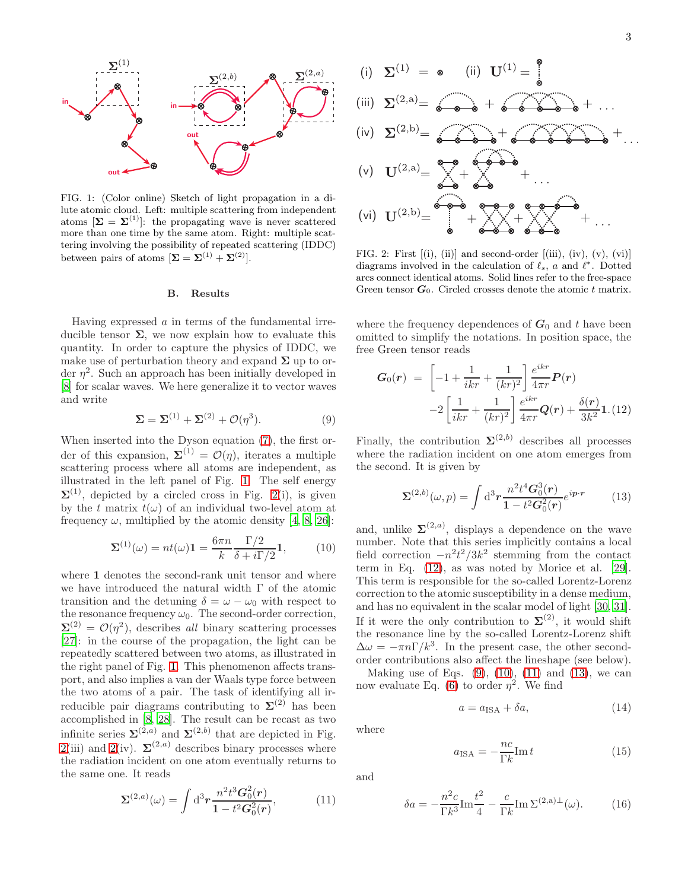FIG. 1: (Color online) Sketch of light propagation in a dilute atomic cloud. Left: multiple scattering from independent atoms [$\mathbf{\Sigma} = \mathbf{\Sigma}^{(1)}$]: the propagating wave is never scattered more than one time by the same atom. Right: multiple scattering involving the possibility of repeated scattering (IDDC) between pairs of atoms [$\mathbf{\Sigma} = \mathbf{\Sigma}^{(1)} + \mathbf{\Sigma}^{(2)}$].

FIG. 2: First [(i), (ii)] and second-order [(iii), (iv), (v), (vi)] diagrams involved in the calculation of $\ell_s$, $a$ and $\ell^*$. Dotted arcs connect identical atoms. Solid lines refer to the free-space Green tensor $\boldsymbol{G}_0$. Circled crosses denote the atomic $t$ matrix.

### B. Results

Having expressed $a$ in terms of the fundamental irreducible tensor $\mathbf{\Sigma}$, we now explain how to evaluate this quantity. In order to capture the physics of IDDC, we make use of perturbation theory and expand $\mathbf{\Sigma}$ up to order $\eta^2$. Such an approach has been initially developed in [8] for scalar waves. We here generalize it to vector waves and write

$$\mathbf{\Sigma} = \mathbf{\Sigma}^{(1)} + \mathbf{\Sigma}^{(2)} + \mathcal{O}(\eta^3). \tag{9}$$

When inserted into the Dyson equation (7), the first order of this expansion, $\mathbf{\Sigma}^{(1)} = \mathcal{O}(\eta)$, iterates a multiple scattering process where all atoms are independent, as illustrated in the left panel of Fig. 1. The self energy $\mathbf{\Sigma}^{(1)}$, depicted by a circled cross in Fig. 2(i), is given by the $t$ matrix $t(\omega)$ of an individual two-level atom at frequency $\omega$, multiplied by the atomic density [4, 8, 26]:

$$\mathbf{\Sigma}^{(1)}(\omega) = nt(\omega)\mathbf{1} = \frac{6\pi n}{k}\frac{\Gamma/2}{\delta + i\Gamma/2}\mathbf{1}, \tag{10}$$

where $\mathbf{1}$ denotes the second-rank unit tensor and where we have introduced the natural width $\Gamma$ of the atomic transition and the detuning $\delta = \omega - \omega_0$ with respect to the resonance frequency $\omega_0$. The second-order correction, $\mathbf{\Sigma}^{(2)} = \mathcal{O}(\eta^2)$, describes *all* binary scattering processes [27]: in the course of the propagation, the light can be repeatedly scattered between two atoms, as illustrated in the right panel of Fig. 1. This phenomenon affects transport, and also implies a van der Waals type force between the two atoms of a pair. The task of identifying all irreducible pair diagrams contributing to $\mathbf{\Sigma}^{(2)}$ has been accomplished in [8, 28]. The result can be recast as two infinite series $\mathbf{\Sigma}^{(2,a)}$ and $\mathbf{\Sigma}^{(2,b)}$ that are depicted in Fig. 2(iii) and 2(iv). $\mathbf{\Sigma}^{(2,a)}$ describes binary processes where the radiation incident on one atom eventually returns to the same one. It reads

$$\mathbf{\Sigma}^{(2,a)}(\omega) = \int \mathrm{d}^3\boldsymbol{r}\,\frac{n^2t^3\boldsymbol{G}_0^2(\boldsymbol{r})}{\mathbf{1} - t^2\boldsymbol{G}_0^2(\boldsymbol{r})}, \tag{11}$$

where the frequency dependences of $\boldsymbol{G}_0$ and $t$ have been omitted to simplify the notations. In position space, the free Green tensor reads

$$\boldsymbol{G}_0(\boldsymbol{r}) = \left[-1 + \frac{1}{ikr} + \frac{1}{(kr)^2}\right]\frac{e^{ikr}}{4\pi r}\boldsymbol{P}(\boldsymbol{r}) -2\left[\frac{1}{ikr} + \frac{1}{(kr)^2}\right]\frac{e^{ikr}}{4\pi r}\boldsymbol{Q}(\boldsymbol{r}) + \frac{\delta(\boldsymbol{r})}{3k^2}\mathbf{1}. \tag{12}$$

Finally, the contribution $\mathbf{\Sigma}^{(2,b)}$ describes all processes where the radiation incident on one atom emerges from the second. It is given by

$$\mathbf{\Sigma}^{(2,b)}(\omega, p) = \int \mathrm{d}^3\boldsymbol{r}\,\frac{n^2t^4\boldsymbol{G}_0^3(\boldsymbol{r})}{\mathbf{1} - t^2\boldsymbol{G}_0^2(\boldsymbol{r})}e^{i\boldsymbol{p}\cdot\boldsymbol{r}} \tag{13}$$

and, unlike $\mathbf{\Sigma}^{(2,a)}$, displays a dependence on the wave number. Note that this series implicitly contains a local field correction $-n^2t^2/3k^2$ stemming from the contact term in Eq. (12), as was noted by Morice et al. [29]. This term is responsible for the so-called Lorentz-Lorenz correction to the atomic susceptibility in a dense medium, and has no equivalent in the scalar model of light [30, 31]. If it were the only contribution to $\mathbf{\Sigma}^{(2)}$, it would shift the resonance line by the so-called Lorentz-Lorenz shift $\Delta\omega = -\pi n\Gamma/k^3$. In the present case, the other second-order contributions also affect the lineshape (see below).

Making use of Eqs. (9), (10), (11) and (13), we can now evaluate Eq. (6) to order $\eta^2$. We find

$$a = a_{\mathrm{ISA}} + \delta a, \tag{14}$$

where

$$a_{\mathrm{ISA}} = -\frac{nc}{\Gamma k}\mathrm{Im}\,t \tag{15}$$

and

$$\delta a = -\frac{n^2c}{\Gamma k^3}\mathrm{Im}\frac{t^2}{4} - \frac{c}{\Gamma k}\mathrm{Im}\,\Sigma^{(2,a)\perp}(\omega). \tag{16}$$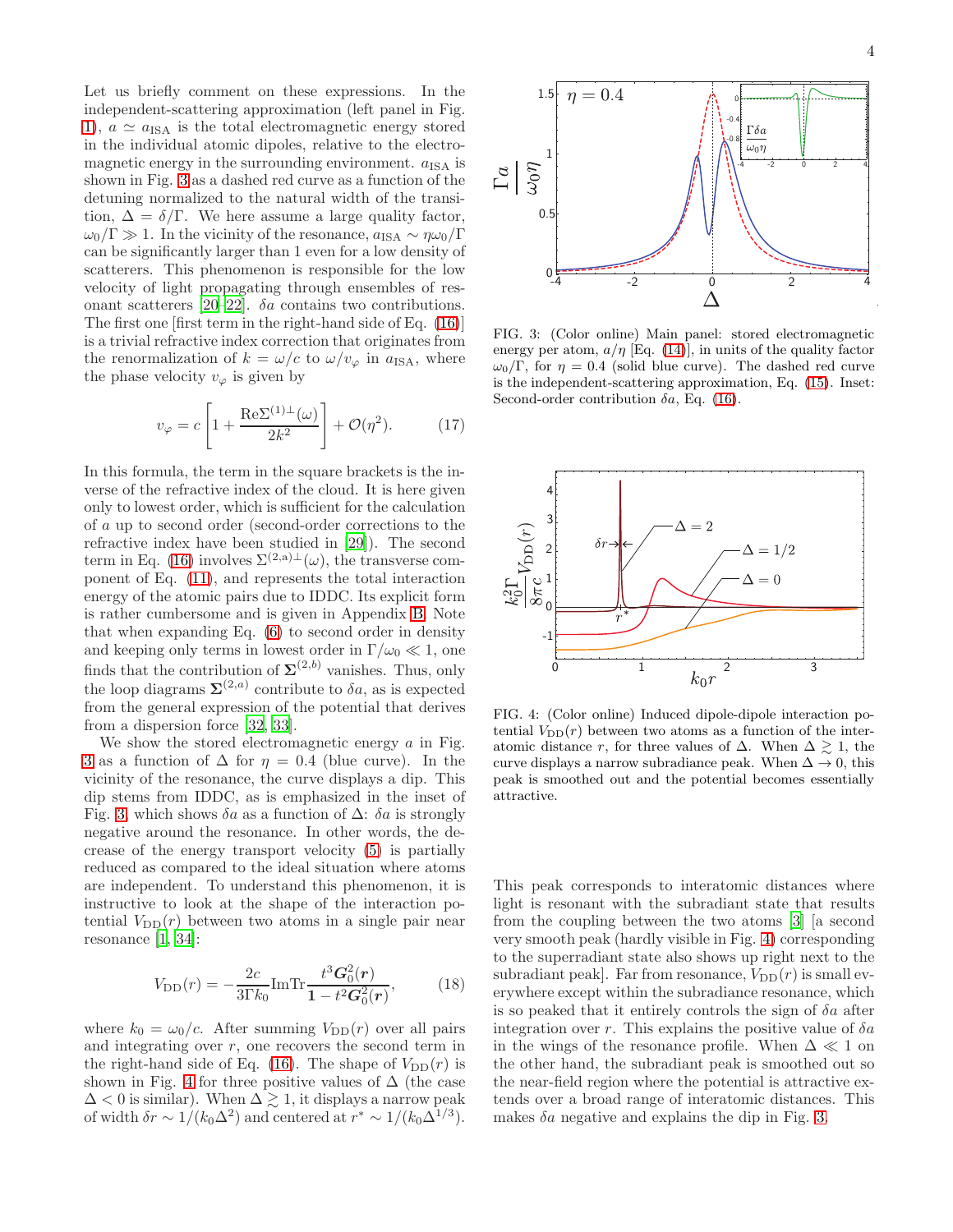Let us briefly comment on these expressions. In the independent-scattering approximation (left panel in Fig. 1), $a \simeq a_{\rm ISA}$ is the total electromagnetic energy stored in the individual atomic dipoles, relative to the electromagnetic energy in the surrounding environment. $a_{\rm ISA}$ is shown in Fig. 3 as a dashed red curve as a function of the detuning normalized to the natural width of the transition, $\Delta = \delta/\Gamma$. We here assume a large quality factor, $\omega_0/\Gamma \gg 1$. In the vicinity of the resonance, $a_{\rm ISA} \sim \eta\omega_0/\Gamma$ can be significantly larger than 1 even for a low density of scatterers. This phenomenon is responsible for the low velocity of light propagating through ensembles of resonant scatterers [20–22]. $\delta a$ contains two contributions. The first one [first term in the right-hand side of Eq. (16)] is a trivial refractive index correction that originates from the renormalization of $k = \omega/c$ to $\omega/v_\varphi$ in $a_{\rm ISA}$, where the phase velocity $v_\varphi$ is given by

$$v_\varphi = c\left[1 + \frac{{\rm Re}\Sigma^{(1)\perp}(\omega)}{2k^2}\right] + \mathcal{O}(\eta^2). \qquad (17)$$

In this formula, the term in the square brackets is the inverse of the refractive index of the cloud. It is here given only to lowest order, which is sufficient for the calculation of $a$ up to second order (second-order corrections to the refractive index have been studied in [29]). The second term in Eq. (16) involves $\Sigma^{(2,a)\perp}(\omega)$, the transverse component of Eq. (11), and represents the total interaction energy of the atomic pairs due to IDDC. Its explicit form is rather cumbersome and is given in Appendix B. Note that when expanding Eq. (6) to second order in density and keeping only terms in lowest order in $\Gamma/\omega_0 \ll 1$, one finds that the contribution of $\boldsymbol{\Sigma}^{(2,b)}$ vanishes. Thus, only the loop diagrams $\boldsymbol{\Sigma}^{(2,a)}$ contribute to $\delta a$, as is expected from the general expression of the potential that derives from a dispersion force [32, 33].

We show the stored electromagnetic energy $a$ in Fig. 3 as a function of $\Delta$ for $\eta = 0.4$ (blue curve). In the vicinity of the resonance, the curve displays a dip. This dip stems from IDDC, as is emphasized in the inset of Fig. 3, which shows $\delta a$ as a function of $\Delta$: $\delta a$ is strongly negative around the resonance. In other words, the decrease of the energy transport velocity (5) is partially reduced as compared to the ideal situation where atoms are independent. To understand this phenomenon, it is instructive to look at the shape of the interaction potential $V_{\rm DD}(r)$ between two atoms in a single pair near resonance [1, 34]:

$$V_{\rm DD}(r) = -\frac{2c}{3\Gamma k_0}{\rm Im}{\rm Tr}\frac{t^3\boldsymbol{G}_0^2(\boldsymbol{r})}{\boldsymbol{1} - t^2\boldsymbol{G}_0^2(\boldsymbol{r})}, \qquad (18)$$

where $k_0 = \omega_0/c$. After summing $V_{\rm DD}(r)$ over all pairs and integrating over $r$, one recovers the second term in the right-hand side of Eq. (16). The shape of $V_{\rm DD}(r)$ is shown in Fig. 4 for three positive values of $\Delta$ (the case $\Delta < 0$ is similar). When $\Delta \gtrsim 1$, it displays a narrow peak of width $\delta r \sim 1/(k_0\Delta^2)$ and centered at $r^* \sim 1/(k_0\Delta^{1/3})$.

FIG. 3: (Color online) Main panel: stored electromagnetic energy per atom, $a/\eta$ [Eq. (14)], in units of the quality factor $\omega_0/\Gamma$, for $\eta = 0.4$ (solid blue curve). The dashed red curve is the independent-scattering approximation, Eq. (15). Inset: Second-order contribution $\delta a$, Eq. (16).

FIG. 4: (Color online) Induced dipole-dipole interaction potential $V_{\rm DD}(r)$ between two atoms as a function of the interatomic distance $r$, for three values of $\Delta$. When $\Delta \gtrsim 1$, the curve displays a narrow subradiance peak. When $\Delta \to 0$, this peak is smoothed out and the potential becomes essentially attractive.

This peak corresponds to interatomic distances where light is resonant with the subradiant state that results from the coupling between the two atoms [3] [a second very smooth peak (hardly visible in Fig. 4) corresponding to the superradiant state also shows up right next to the subradiant peak]. Far from resonance, $V_{\rm DD}(r)$ is small everywhere except within the subradiance resonance, which is so peaked that it entirely controls the sign of $\delta a$ after integration over $r$. This explains the positive value of $\delta a$ in the wings of the resonance profile. When $\Delta \ll 1$ on the other hand, the subradiant peak is smoothed out so the near-field region where the potential is attractive extends over a broad range of interatomic distances. This makes $\delta a$ negative and explains the dip in Fig. 3.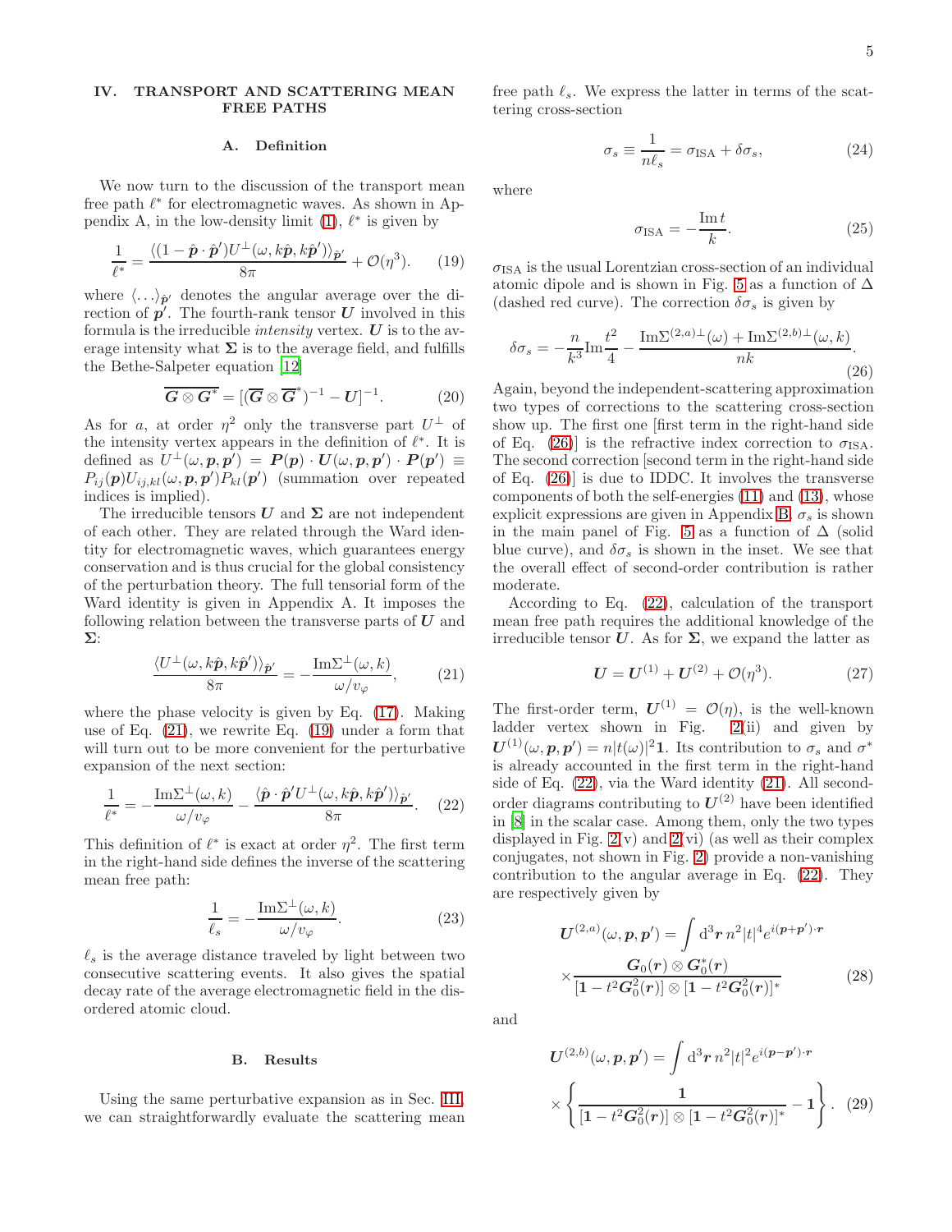## IV. TRANSPORT AND SCATTERING MEAN FREE PATHS

### A. Definition

We now turn to the discussion of the transport mean free path $\ell^*$ for electromagnetic waves. As shown in Appendix A, in the low-density limit (1), $\ell^*$ is given by

$$\frac{1}{\ell^*} = \frac{\langle (1 - \hat{\boldsymbol{p}} \cdot \hat{\boldsymbol{p}}') U^{\perp}(\omega, k\hat{\boldsymbol{p}}, k\hat{\boldsymbol{p}}')\rangle_{\hat{\boldsymbol{p}}'}}{8\pi} + \mathcal{O}(\eta^3). \tag{19}$$

where $\langle \ldots \rangle_{\hat{\boldsymbol{p}}'}$ denotes the angular average over the direction of $\boldsymbol{p}'$. The fourth-rank tensor $\boldsymbol{U}$ involved in this formula is the irreducible *intensity* vertex. $\boldsymbol{U}$ is to the average intensity what $\boldsymbol{\Sigma}$ is to the average field, and fulfills the Bethe-Salpeter equation [12]

$$\overline{\boldsymbol{G} \otimes \boldsymbol{G}^*} = [(\overline{\boldsymbol{G}} \otimes \overline{\boldsymbol{G}}^*)^{-1} - \boldsymbol{U}]^{-1}. \tag{20}$$

As for $a$, at order $\eta^2$ only the transverse part $U^{\perp}$ of the intensity vertex appears in the definition of $\ell^*$. It is defined as $U^{\perp}(\omega, \boldsymbol{p}, \boldsymbol{p}') = \boldsymbol{P}(\boldsymbol{p}) \cdot \boldsymbol{U}(\omega, \boldsymbol{p}, \boldsymbol{p}') \cdot \boldsymbol{P}(\boldsymbol{p}') \equiv P_{ij}(\boldsymbol{p}) U_{ij,kl}(\omega, \boldsymbol{p}, \boldsymbol{p}') P_{kl}(\boldsymbol{p}')$ (summation over repeated indices is implied).

The irreducible tensors $\boldsymbol{U}$ and $\boldsymbol{\Sigma}$ are not independent of each other. They are related through the Ward identity for electromagnetic waves, which guarantees energy conservation and is thus crucial for the global consistency of the perturbation theory. The full tensorial form of the Ward identity is given in Appendix A. It imposes the following relation between the transverse parts of $\boldsymbol{U}$ and $\boldsymbol{\Sigma}$:

$$\frac{\langle U^{\perp}(\omega, k\hat{\boldsymbol{p}}, k\hat{\boldsymbol{p}}')\rangle_{\hat{\boldsymbol{p}}'}}{8\pi} = -\frac{\mathrm{Im}\Sigma^{\perp}(\omega, k)}{\omega/v_{\varphi}}, \tag{21}$$

where the phase velocity is given by Eq. (17). Making use of Eq. (21), we rewrite Eq. (19) under a form that will turn out to be more convenient for the perturbative expansion of the next section:

$$\frac{1}{\ell^*} = -\frac{\mathrm{Im}\Sigma^{\perp}(\omega, k)}{\omega/v_{\varphi}} - \frac{\langle \hat{\boldsymbol{p}} \cdot \hat{\boldsymbol{p}}' U^{\perp}(\omega, k\hat{\boldsymbol{p}}, k\hat{\boldsymbol{p}}')\rangle_{\hat{\boldsymbol{p}}'}}{8\pi}. \tag{22}$$

This definition of $\ell^*$ is exact at order $\eta^2$. The first term in the right-hand side defines the inverse of the scattering mean free path:

$$\frac{1}{\ell_s} = -\frac{\mathrm{Im}\Sigma^{\perp}(\omega, k)}{\omega/v_{\varphi}}. \tag{23}$$

$\ell_s$ is the average distance traveled by light between two consecutive scattering events. It also gives the spatial decay rate of the average electromagnetic field in the disordered atomic cloud.

### B. Results

Using the same perturbative expansion as in Sec. III, we can straightforwardly evaluate the scattering mean free path $\ell_s$. We express the latter in terms of the scattering cross-section

$$\sigma_s \equiv \frac{1}{n\ell_s} = \sigma_{\mathrm{ISA}} + \delta\sigma_s, \tag{24}$$

where

$$\sigma_{\mathrm{ISA}} = -\frac{\mathrm{Im}\, t}{k}. \tag{25}$$

$\sigma_{\mathrm{ISA}}$ is the usual Lorentzian cross-section of an individual atomic dipole and is shown in Fig. 5 as a function of $\Delta$ (dashed red curve). The correction $\delta\sigma_s$ is given by

$$\delta\sigma_s = -\frac{n}{k^3}\mathrm{Im}\frac{t^2}{4} - \frac{\mathrm{Im}\Sigma^{(2,a)\perp}(\omega) + \mathrm{Im}\Sigma^{(2,b)\perp}(\omega, k)}{nk}. \tag{26}$$

Again, beyond the independent-scattering approximation two types of corrections to the scattering cross-section show up. The first one [first term in the right-hand side of Eq. (26)] is the refractive index correction to $\sigma_{\mathrm{ISA}}$. The second correction [second term in the right-hand side of Eq. (26)] is due to IDDC. It involves the transverse components of both the self-energies (11) and (13), whose explicit expressions are given in Appendix B. $\sigma_s$ is shown in the main panel of Fig. 5 as a function of $\Delta$ (solid blue curve), and $\delta\sigma_s$ is shown in the inset. We see that the overall effect of second-order contribution is rather moderate.

According to Eq. (22), calculation of the transport mean free path requires the additional knowledge of the irreducible tensor $\boldsymbol{U}$. As for $\boldsymbol{\Sigma}$, we expand the latter as

$$\boldsymbol{U} = \boldsymbol{U}^{(1)} + \boldsymbol{U}^{(2)} + \mathcal{O}(\eta^3). \tag{27}$$

The first-order term, $\boldsymbol{U}^{(1)} = \mathcal{O}(\eta)$, is the well-known ladder vertex shown in Fig. 2(ii) and given by $\boldsymbol{U}^{(1)}(\omega, \boldsymbol{p}, \boldsymbol{p}') = n|t(\omega)|^2 \boldsymbol{1}$. Its contribution to $\sigma_s$ and $\sigma^*$ is already accounted in the first term in the right-hand side of Eq. (22), via the Ward identity (21). All second-order diagrams contributing to $\boldsymbol{U}^{(2)}$ have been identified in [8] in the scalar case. Among them, only the two types displayed in Fig. 2(v) and 2(vi) (as well as their complex conjugates, not shown in Fig. 2) provide a non-vanishing contribution to the angular average in Eq. (22). They are respectively given by

$$\boldsymbol{U}^{(2,a)}(\omega, \boldsymbol{p}, \boldsymbol{p}') = \int \mathrm{d}^3\boldsymbol{r}\, n^2 |t|^4 e^{i(\boldsymbol{p}+\boldsymbol{p}')\cdot\boldsymbol{r}} \times \frac{\boldsymbol{G}_0(\boldsymbol{r}) \otimes \boldsymbol{G}_0^*(\boldsymbol{r})}{[\boldsymbol{1} - t^2\boldsymbol{G}_0^2(\boldsymbol{r})] \otimes [\boldsymbol{1} - t^2\boldsymbol{G}_0^2(\boldsymbol{r})]^*} \tag{28}$$

and

$$\boldsymbol{U}^{(2,b)}(\omega, \boldsymbol{p}, \boldsymbol{p}') = \int \mathrm{d}^3\boldsymbol{r}\, n^2 |t|^2 e^{i(\boldsymbol{p}-\boldsymbol{p}')\cdot\boldsymbol{r}} \times \left\{ \frac{\boldsymbol{1}}{[\boldsymbol{1} - t^2\boldsymbol{G}_0^2(\boldsymbol{r})] \otimes [\boldsymbol{1} - t^2\boldsymbol{G}_0^2(\boldsymbol{r})]^*} - \boldsymbol{1} \right\}. \tag{29}$$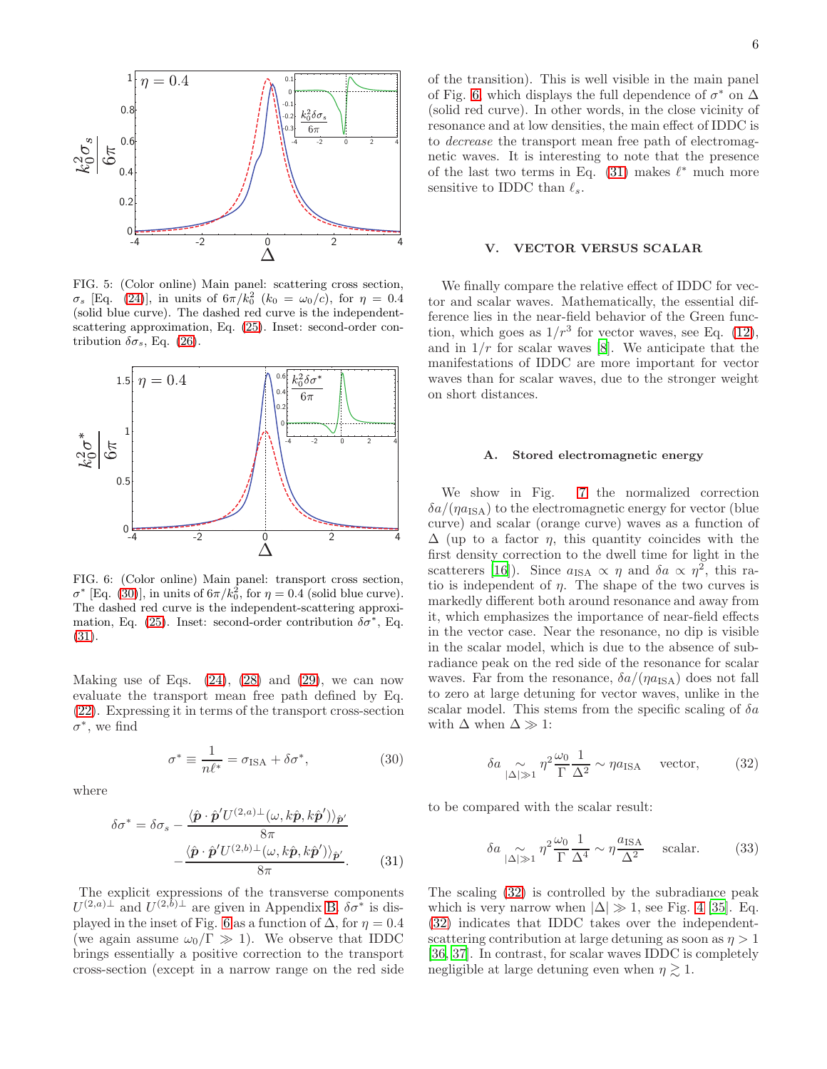FIG. 5: (Color online) Main panel: scattering cross section, $\sigma_s$ [Eq. (24)], in units of $6\pi/k_0^2$ ($k_0 = \omega_0/c$), for $\eta = 0.4$ (solid blue curve). The dashed red curve is the independent-scattering approximation, Eq. (25). Inset: second-order contribution $\delta\sigma_s$, Eq. (26).

FIG. 6: (Color online) Main panel: transport cross section, $\sigma^*$ [Eq. (30)], in units of $6\pi/k_0^2$, for $\eta = 0.4$ (solid blue curve). The dashed red curve is the independent-scattering approximation, Eq. (25). Inset: second-order contribution $\delta\sigma^*$, Eq. (31).

Making use of Eqs. (24), (28) and (29), we can now evaluate the transport mean free path defined by Eq. (22). Expressing it in terms of the transport cross-section $\sigma^*$, we find

$$\sigma^* \equiv \frac{1}{n\ell^*} = \sigma_{\rm ISA} + \delta\sigma^*, \qquad (30)$$

where

$$\delta\sigma^* = \delta\sigma_s - \frac{\langle \hat{\boldsymbol{p}} \cdot \hat{\boldsymbol{p}}' U^{(2,a)\perp}(\omega, k\hat{\boldsymbol{p}}, k\hat{\boldsymbol{p}}')\rangle_{\hat{\boldsymbol{p}}'}}{8\pi} - \frac{\langle \hat{\boldsymbol{p}} \cdot \hat{\boldsymbol{p}}' U^{(2,b)\perp}(\omega, k\hat{\boldsymbol{p}}, k\hat{\boldsymbol{p}}')\rangle_{\hat{\boldsymbol{p}}'}}{8\pi}. \qquad (31)$$

The explicit expressions of the transverse components $U^{(2,a)\perp}$ and $U^{(2,b)\perp}$ are given in Appendix B. $\delta\sigma^*$ is displayed in the inset of Fig. 6 as a function of $\Delta$, for $\eta = 0.4$ (we again assume $\omega_0/\Gamma \gg 1$). We observe that IDDC brings essentially a positive correction to the transport cross-section (except in a narrow range on the red side of the transition). This is well visible in the main panel of Fig. 6, which displays the full dependence of $\sigma^*$ on $\Delta$ (solid red curve). In other words, in the close vicinity of resonance and at low densities, the main effect of IDDC is to *decrease* the transport mean free path of electromagnetic waves. It is interesting to note that the presence of the last two terms in Eq. (31) makes $\ell^*$ much more sensitive to IDDC than $\ell_s$.

## V. VECTOR VERSUS SCALAR

We finally compare the relative effect of IDDC for vector and scalar waves. Mathematically, the essential difference lies in the near-field behavior of the Green function, which goes as $1/r^3$ for vector waves, see Eq. (12), and in $1/r$ for scalar waves [8]. We anticipate that the manifestations of IDDC are more important for vector waves than for scalar waves, due to the stronger weight on short distances.

### A. Stored electromagnetic energy

We show in Fig. 7 the normalized correction $\delta a/(\eta a_{\rm ISA})$ to the electromagnetic energy for vector (blue curve) and scalar (orange curve) waves as a function of $\Delta$ (up to a factor $\eta$, this quantity coincides with the first density correction to the dwell time for light in the scatterers [16]). Since $a_{\rm ISA} \propto \eta$ and $\delta a \propto \eta^2$, this ratio is independent of $\eta$. The shape of the two curves is markedly different both around resonance and away from it, which emphasizes the importance of near-field effects in the vector case. Near the resonance, no dip is visible in the scalar model, which is due to the absence of subradiance peak on the red side of the resonance for scalar waves. Far from the resonance, $\delta a/(\eta a_{\rm ISA})$ does not fall to zero at large detuning for vector waves, unlike in the scalar model. This stems from the specific scaling of $\delta a$ with $\Delta$ when $\Delta \gg 1$:

$$\delta a \underset{|\Delta|\gg 1}{\sim} \eta^2 \frac{\omega_0}{\Gamma}\frac{1}{\Delta^2} \sim \eta a_{\rm ISA} \quad \text{vector}, \qquad (32)$$

to be compared with the scalar result:

$$\delta a \underset{|\Delta|\gg 1}{\sim} \eta^2 \frac{\omega_0}{\Gamma}\frac{1}{\Delta^4} \sim \eta \frac{a_{\rm ISA}}{\Delta^2} \quad \text{scalar}. \qquad (33)$$

The scaling (32) is controlled by the subradiance peak which is very narrow when $|\Delta| \gg 1$, see Fig. 4 [35]. Eq. (32) indicates that IDDC takes over the independent-scattering contribution at large detuning as soon as $\eta > 1$ [36, 37]. In contrast, for scalar waves IDDC is completely negligible at large detuning even when $\eta \gtrsim 1$.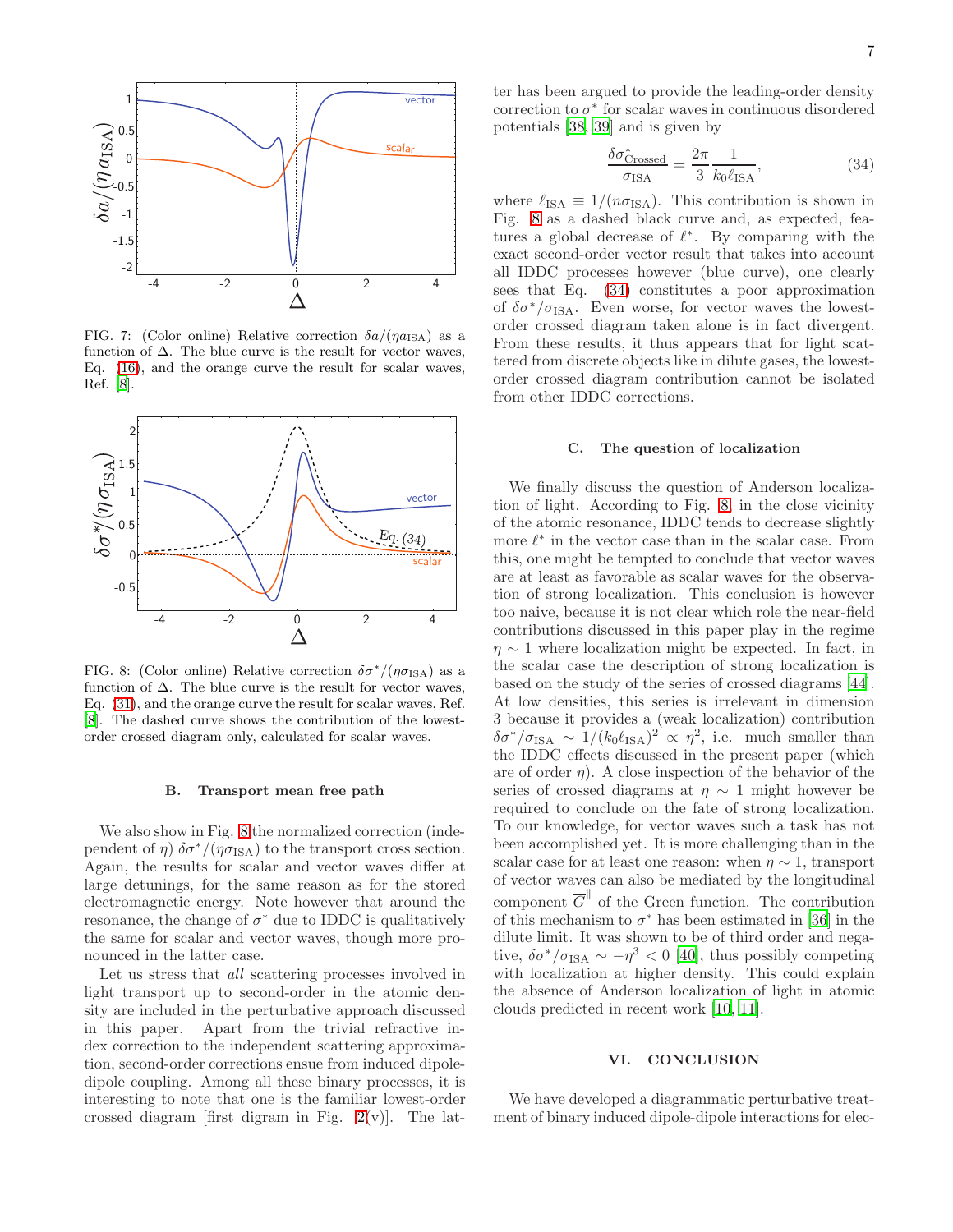FIG. 7: (Color online) Relative correction $\delta a/(\eta a_{\rm ISA})$ as a function of $\Delta$. The blue curve is the result for vector waves, Eq. (16), and the orange curve the result for scalar waves, Ref. [8].

FIG. 8: (Color online) Relative correction $\delta\sigma^*/(\eta\sigma_{\rm ISA})$ as a function of $\Delta$. The blue curve is the result for vector waves, Eq. (31), and the orange curve the result for scalar waves, Ref. [8]. The dashed curve shows the contribution of the lowest-order crossed diagram only, calculated for scalar waves.

### B. Transport mean free path

We also show in Fig. 8 the normalized correction (independent of $\eta$) $\delta\sigma^*/(\eta\sigma_{\rm ISA})$ to the transport cross section. Again, the results for scalar and vector waves differ at large detunings, for the same reason as for the stored electromagnetic energy. Note however that around the resonance, the change of $\sigma^*$ due to IDDC is qualitatively the same for scalar and vector waves, though more pronounced in the latter case.

Let us stress that *all* scattering processes involved in light transport up to second-order in the atomic density are included in the perturbative approach discussed in this paper. Apart from the trivial refractive index correction to the independent scattering approximation, second-order corrections ensue from induced dipole-dipole coupling. Among all these binary processes, it is interesting to note that one is the familiar lowest-order crossed diagram [first digram in Fig. 2(v)]. The latter has been argued to provide the leading-order density correction to $\sigma^*$ for scalar waves in continuous disordered potentials [38, 39] and is given by

$$\frac{\delta\sigma^*_{\rm Crossed}}{\sigma_{\rm ISA}} = \frac{2\pi}{3}\frac{1}{k_0\ell_{\rm ISA}}, \tag{34}$$

where $\ell_{\rm ISA} \equiv 1/(n\sigma_{\rm ISA})$. This contribution is shown in Fig. 8 as a dashed black curve and, as expected, features a global decrease of $\ell^*$. By comparing with the exact second-order vector result that takes into account all IDDC processes however (blue curve), one clearly sees that Eq. (34) constitutes a poor approximation of $\delta\sigma^*/\sigma_{\rm ISA}$. Even worse, for vector waves the lowest-order crossed diagram taken alone is in fact divergent. From these results, it thus appears that for light scattered from discrete objects like in dilute gases, the lowest-order crossed diagram contribution cannot be isolated from other IDDC corrections.

### C. The question of localization

We finally discuss the question of Anderson localization of light. According to Fig. 8, in the close vicinity of the atomic resonance, IDDC tends to decrease slightly more $\ell^*$ in the vector case than in the scalar case. From this, one might be tempted to conclude that vector waves are at least as favorable as scalar waves for the observation of strong localization. This conclusion is however too naive, because it is not clear which role the near-field contributions discussed in this paper play in the regime $\eta \sim 1$ where localization might be expected. In fact, in the scalar case the description of strong localization is based on the study of the series of crossed diagrams [44]. At low densities, this series is irrelevant in dimension 3 because it provides a (weak localization) contribution $\delta\sigma^*/\sigma_{\rm ISA} \sim 1/(k_0\ell_{\rm ISA})^2 \propto \eta^2$, i.e. much smaller than the IDDC effects discussed in the present paper (which are of order $\eta$). A close inspection of the behavior of the series of crossed diagrams at $\eta \sim 1$ might however be required to conclude on the fate of strong localization. To our knowledge, for vector waves such a task has not been accomplished yet. It is more challenging than in the scalar case for at least one reason: when $\eta \sim 1$, transport of vector waves can also be mediated by the longitudinal component $\overline{G}^{\parallel}$ of the Green function. The contribution of this mechanism to $\sigma^*$ has been estimated in [36] in the dilute limit. It was shown to be of third order and negative, $\delta\sigma^*/\sigma_{\rm ISA} \sim -\eta^3 < 0$ [40], thus possibly competing with localization at higher density. This could explain the absence of Anderson localization of light in atomic clouds predicted in recent work [10, 11].

## VI. CONCLUSION

We have developed a diagrammatic perturbative treatment of binary induced dipole-dipole interactions for elec-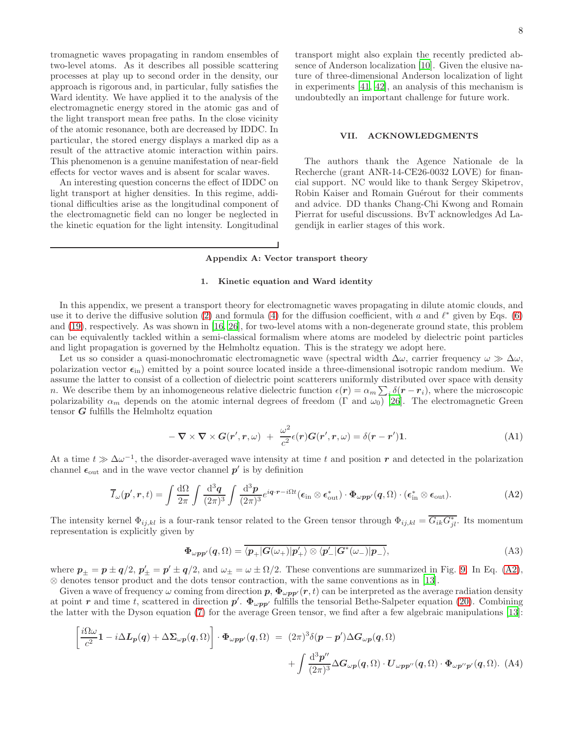tromagnetic waves propagating in random ensembles of two-level atoms. As it describes all possible scattering processes at play up to second order in the density, our approach is rigorous and, in particular, fully satisfies the Ward identity. We have applied it to the analysis of the electromagnetic energy stored in the atomic gas and of the light transport mean free paths. In the close vicinity of the atomic resonance, both are decreased by IDDC. In particular, the stored energy displays a marked dip as a result of the attractive atomic interaction within pairs. This phenomenon is a genuine manifestation of near-field effects for vector waves and is absent for scalar waves.

An interesting question concerns the effect of IDDC on light transport at higher densities. In this regime, additional difficulties arise as the longitudinal component of the electromagnetic field can no longer be neglected in the kinetic equation for the light intensity. Longitudinal transport might also explain the recently predicted absence of Anderson localization [10]. Given the elusive nature of three-dimensional Anderson localization of light in experiments [41, 42], an analysis of this mechanism is undoubtedly an important challenge for future work.

## VII. ACKNOWLEDGMENTS

The authors thank the Agence Nationale de la Recherche (grant ANR-14-CE26-0032 LOVE) for financial support. NC would like to thank Sergey Skipetrov, Robin Kaiser and Romain Guérout for their comments and advice. DD thanks Chang-Chi Kwong and Romain Pierrat for useful discussions. BvT acknowledges Ad Lagendijk in earlier stages of this work.

## Appendix A: Vector transport theory

### 1. Kinetic equation and Ward identity

In this appendix, we present a transport theory for electromagnetic waves propagating in dilute atomic clouds, and use it to derive the diffusive solution (2) and formula (4) for the diffusion coefficient, with $a$ and $\ell^*$ given by Eqs. (6) and (19), respectively. As was shown in [16, 26], for two-level atoms with a non-degenerate ground state, this problem can be equivalently tackled within a semi-classical formalism where atoms are modeled by dielectric point particles and light propagation is governed by the Helmholtz equation. This is the strategy we adopt here.

Let us so consider a quasi-monochromatic electromagnetic wave (spectral width $\Delta\omega$, carrier frequency $\omega \gg \Delta\omega$, polarization vector $\boldsymbol{\epsilon}_{\rm in}$) emitted by a point source located inside a three-dimensional isotropic random medium. We assume the latter to consist of a collection of dielectric point scatterers uniformly distributed over space with density $n$. We describe them by an inhomogeneous relative dielectric function $\epsilon(\boldsymbol{r}) = \alpha_m \sum_i \delta(\boldsymbol{r}-\boldsymbol{r}_i)$, where the microscopic polarizability $\alpha_m$ depends on the atomic internal degrees of freedom ($\Gamma$ and $\omega_0$) [26]. The electromagnetic Green tensor $\boldsymbol{G}$ fulfills the Helmholtz equation

$$
-\boldsymbol{\nabla}\times\boldsymbol{\nabla}\times\boldsymbol{G}(\boldsymbol{r}',\boldsymbol{r},\omega) \;+\; \frac{\omega^2}{c^2}\epsilon(\boldsymbol{r})\boldsymbol{G}(\boldsymbol{r}',\boldsymbol{r},\omega) = \delta(\boldsymbol{r}-\boldsymbol{r}')\boldsymbol{1}. \tag{A1}
$$

At a time $t \gg \Delta\omega^{-1}$, the disorder-averaged wave intensity at time $t$ and position $\boldsymbol{r}$ and detected in the polarization channel $\boldsymbol{\epsilon}_{\rm out}$ and in the wave vector channel $\boldsymbol{p}'$ is by definition

$$
\overline{I}_\omega(\boldsymbol{p}',\boldsymbol{r},t) = \int\frac{\mathrm{d}\Omega}{2\pi}\int\frac{\mathrm{d}^3\boldsymbol{q}}{(2\pi)^3}\int\frac{\mathrm{d}^3\boldsymbol{p}}{(2\pi)^3}e^{i\boldsymbol{q}\cdot\boldsymbol{r}-i\Omega t}(\boldsymbol{\epsilon}_{\rm in}\otimes\boldsymbol{\epsilon}^*_{\rm out})\cdot\boldsymbol{\Phi}_{\omega\boldsymbol{p}\boldsymbol{p}'}(\boldsymbol{q},\Omega)\cdot(\boldsymbol{\epsilon}^*_{\rm in}\otimes\boldsymbol{\epsilon}_{\rm out}). \tag{A2}
$$

The intensity kernel $\Phi_{ij,kl}$ is a four-rank tensor related to the Green tensor through $\Phi_{ij,kl} = \overline{G_{ik}G^*_{jl}}$. Its momentum representation is explicitly given by

$$
\boldsymbol{\Phi}_{\omega\boldsymbol{p}\boldsymbol{p}'}(\boldsymbol{q},\Omega) = \overline{\langle\boldsymbol{p}_+|\boldsymbol{G}(\omega_+)|\boldsymbol{p}'_+\rangle\otimes\langle\boldsymbol{p}'_-|\boldsymbol{G}^*(\omega_-)|\boldsymbol{p}_-\rangle}, \tag{A3}
$$

where $\boldsymbol{p}_\pm = \boldsymbol{p}\pm\boldsymbol{q}/2$, $\boldsymbol{p}'_\pm = \boldsymbol{p}'\pm\boldsymbol{q}/2$, and $\omega_\pm = \omega\pm\Omega/2$. These conventions are summarized in Fig. 9. In Eq. (A2), $\otimes$ denotes tensor product and the dots tensor contraction, with the same conventions as in [13].

Given a wave of frequency $\omega$ coming from direction $\boldsymbol{p}$, $\boldsymbol{\Phi}_{\omega\boldsymbol{p}\boldsymbol{p}'}(\boldsymbol{r},t)$ can be interpreted as the average radiation density at point $\boldsymbol{r}$ and time $t$, scattered in direction $\boldsymbol{p}'$. $\boldsymbol{\Phi}_{\omega\boldsymbol{p}\boldsymbol{p}'}$ fulfills the tensorial Bethe-Salpeter equation (20). Combining the latter with the Dyson equation (7) for the average Green tensor, we find after a few algebraic manipulations [13]:

$$
\begin{aligned}
\left[\frac{i\Omega\omega}{c^2}\boldsymbol{1} - i\Delta\boldsymbol{L}_{\boldsymbol{p}}(\boldsymbol{q}) + \Delta\boldsymbol{\Sigma}_{\omega\boldsymbol{p}}(\boldsymbol{q},\Omega)\right]\cdot\boldsymbol{\Phi}_{\omega\boldsymbol{p}\boldsymbol{p}'}(\boldsymbol{q},\Omega) \;&=\; (2\pi)^3\delta(\boldsymbol{p}-\boldsymbol{p}')\Delta\boldsymbol{G}_{\omega\boldsymbol{p}}(\boldsymbol{q},\Omega) \\
&\quad + \int\frac{\mathrm{d}^3\boldsymbol{p}''}{(2\pi)^3}\Delta\boldsymbol{G}_{\omega\boldsymbol{p}}(\boldsymbol{q},\Omega)\cdot\boldsymbol{U}_{\omega\boldsymbol{p}\boldsymbol{p}''}(\boldsymbol{q},\Omega)\cdot\boldsymbol{\Phi}_{\omega\boldsymbol{p}''\boldsymbol{p}'}(\boldsymbol{q},\Omega).
\end{aligned} \tag{A4}
$$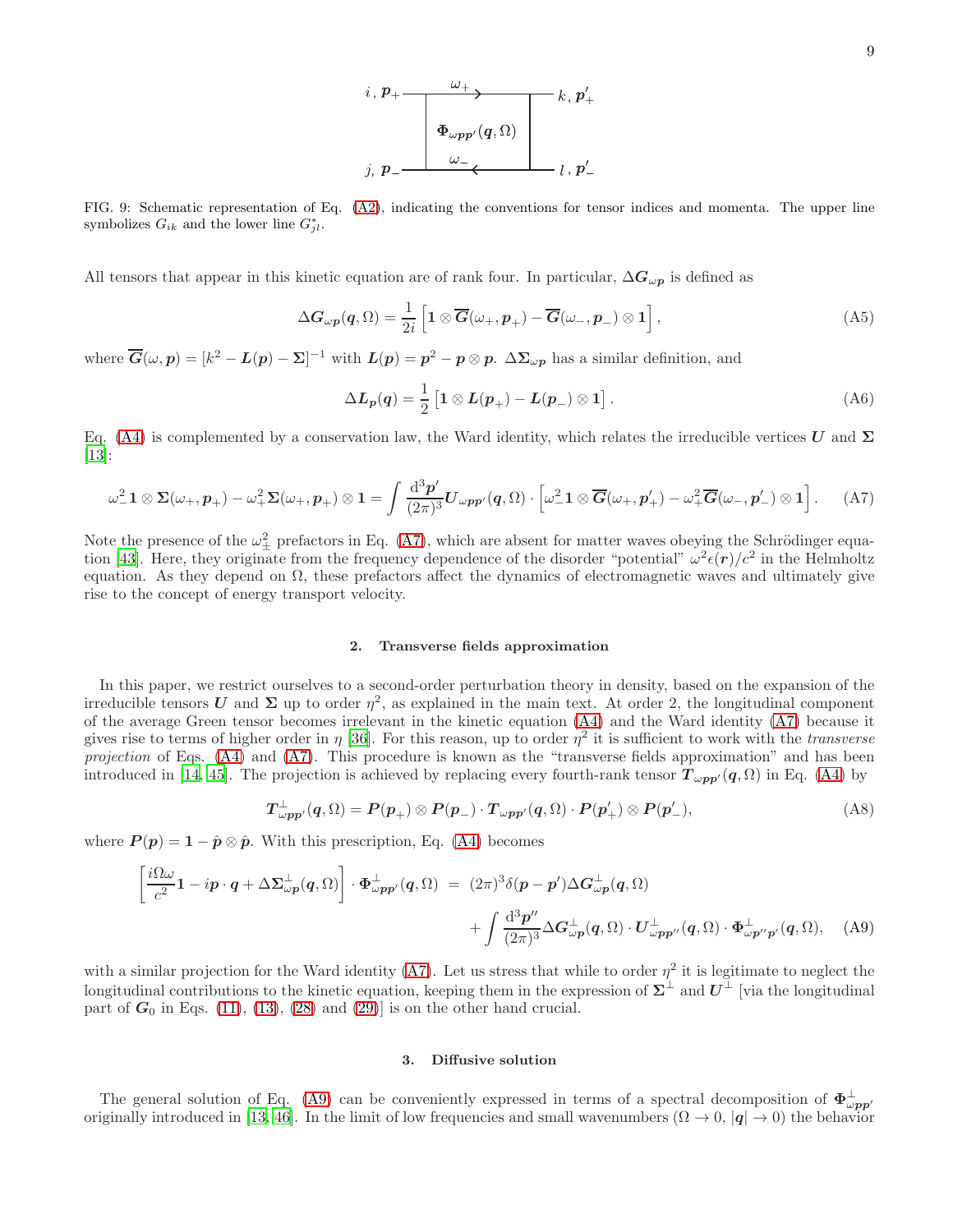FIG. 9: Schematic representation of Eq. (A2), indicating the conventions for tensor indices and momenta. The upper line symbolizes $G_{ik}$ and the lower line $G^*_{jl}$.

All tensors that appear in this kinetic equation are of rank four. In particular, $\Delta\boldsymbol{G}_{\omega\boldsymbol{p}}$ is defined as

$$\Delta\boldsymbol{G}_{\omega\boldsymbol{p}}(\boldsymbol{q},\Omega) = \frac{1}{2i}\left[\boldsymbol{1}\otimes\overline{\boldsymbol{G}}(\omega_+,\boldsymbol{p}_+) - \overline{\boldsymbol{G}}(\omega_-,\boldsymbol{p}_-)\otimes\boldsymbol{1}\right], \tag{A5}$$

where $\overline{\boldsymbol{G}}(\omega,\boldsymbol{p}) = [k^2 - \boldsymbol{L}(\boldsymbol{p}) - \boldsymbol{\Sigma}]^{-1}$ with $\boldsymbol{L}(\boldsymbol{p}) = \boldsymbol{p}^2 - \boldsymbol{p}\otimes\boldsymbol{p}$. $\Delta\boldsymbol{\Sigma}_{\omega\boldsymbol{p}}$ has a similar definition, and

$$\Delta\boldsymbol{L}_{\boldsymbol{p}}(\boldsymbol{q}) = \frac{1}{2}\left[\boldsymbol{1}\otimes\boldsymbol{L}(\boldsymbol{p}_+) - \boldsymbol{L}(\boldsymbol{p}_-)\otimes\boldsymbol{1}\right]. \tag{A6}$$

Eq. (A4) is complemented by a conservation law, the Ward identity, which relates the irreducible vertices $\boldsymbol{U}$ and $\boldsymbol{\Sigma}$ [13]:

$$\omega_-^2\,\boldsymbol{1}\otimes\boldsymbol{\Sigma}(\omega_+,\boldsymbol{p}_+) - \omega_+^2\boldsymbol{\Sigma}(\omega_+,\boldsymbol{p}_+)\otimes\boldsymbol{1} = \int\frac{\mathrm{d}^3\boldsymbol{p}'}{(2\pi)^3}\boldsymbol{U}_{\boldsymbol{p}\boldsymbol{p}'}(\boldsymbol{q},\Omega)\cdot\left[\omega_-^2\,\boldsymbol{1}\otimes\overline{\boldsymbol{G}}(\omega_+,\boldsymbol{p}'_+) - \omega_+^2\overline{\boldsymbol{G}}(\omega_-,\boldsymbol{p}'_-)\otimes\boldsymbol{1}\right]. \tag{A7}$$

Note the presence of the $\omega_\pm^2$ prefactors in Eq. (A7), which are absent for matter waves obeying the Schrödinger equation [43]. Here, they originate from the frequency dependence of the disorder "potential" $\omega^2\epsilon(\boldsymbol{r})/c^2$ in the Helmholtz equation. As they depend on $\Omega$, these prefactors affect the dynamics of electromagnetic waves and ultimately give rise to the concept of energy transport velocity.

### 2. Transverse fields approximation

In this paper, we restrict ourselves to a second-order perturbation theory in density, based on the expansion of the irreducible tensors $\boldsymbol{U}$ and $\boldsymbol{\Sigma}$ up to order $\eta^2$, as explained in the main text. At order 2, the longitudinal component of the average Green tensor becomes irrelevant in the kinetic equation (A4) and the Ward identity (A7) because it gives rise to terms of higher order in $\eta$ [36]. For this reason, up to order $\eta^2$ it is sufficient to work with the *transverse projection* of Eqs. (A4) and (A7). This procedure is known as the "transverse fields approximation" and has been introduced in [14, 45]. The projection is achieved by replacing every fourth-rank tensor $\boldsymbol{T}_{\omega\boldsymbol{p}\boldsymbol{p}'}(\boldsymbol{q},\Omega)$ in Eq. (A4) by

$$\boldsymbol{T}^\perp_{\omega\boldsymbol{p}\boldsymbol{p}'}(\boldsymbol{q},\Omega) = \boldsymbol{P}(\boldsymbol{p}_+)\otimes\boldsymbol{P}(\boldsymbol{p}_-)\cdot\boldsymbol{T}_{\omega\boldsymbol{p}\boldsymbol{p}'}(\boldsymbol{q},\Omega)\cdot\boldsymbol{P}(\boldsymbol{p}'_+)\otimes\boldsymbol{P}(\boldsymbol{p}'_-), \tag{A8}$$

where $\boldsymbol{P}(\boldsymbol{p}) = \boldsymbol{1} - \hat{\boldsymbol{p}}\otimes\hat{\boldsymbol{p}}$. With this prescription, Eq. (A4) becomes

$$\begin{aligned}\left[\frac{i\Omega\omega}{c^2}\boldsymbol{1} - i\boldsymbol{p}\cdot\boldsymbol{q} + \Delta\boldsymbol{\Sigma}^\perp_{\omega\boldsymbol{p}}(\boldsymbol{q},\Omega)\right]\cdot\boldsymbol{\Phi}^\perp_{\omega\boldsymbol{p}\boldsymbol{p}'}(\boldsymbol{q},\Omega) \;&=\; (2\pi)^3\delta(\boldsymbol{p}-\boldsymbol{p}')\Delta\boldsymbol{G}^\perp_{\omega\boldsymbol{p}}(\boldsymbol{q},\Omega) \\ &+\int\frac{\mathrm{d}^3\boldsymbol{p}''}{(2\pi)^3}\Delta\boldsymbol{G}^\perp_{\omega\boldsymbol{p}}(\boldsymbol{q},\Omega)\cdot\boldsymbol{U}^\perp_{\omega\boldsymbol{p}\boldsymbol{p}''}(\boldsymbol{q},\Omega)\cdot\boldsymbol{\Phi}^\perp_{\omega\boldsymbol{p}''\boldsymbol{p}'}(\boldsymbol{q},\Omega),\end{aligned} \tag{A9}$$

with a similar projection for the Ward identity (A7). Let us stress that while to order $\eta^2$ it is legitimate to neglect the longitudinal contributions to the kinetic equation, keeping them in the expression of $\boldsymbol{\Sigma}^\perp$ and $\boldsymbol{U}^\perp$ [via the longitudinal part of $\boldsymbol{G}_0$ in Eqs. (11), (13), (28) and (29)] is on the other hand crucial.

### 3. Diffusive solution

The general solution of Eq. (A9) can be conveniently expressed in terms of a spectral decomposition of $\boldsymbol{\Phi}^\perp_{\omega\boldsymbol{p}\boldsymbol{p}'}$ originally introduced in [13, 46]. In the limit of low frequencies and small wavenumbers ($\Omega\to 0$, $|\boldsymbol{q}|\to 0$) the behavior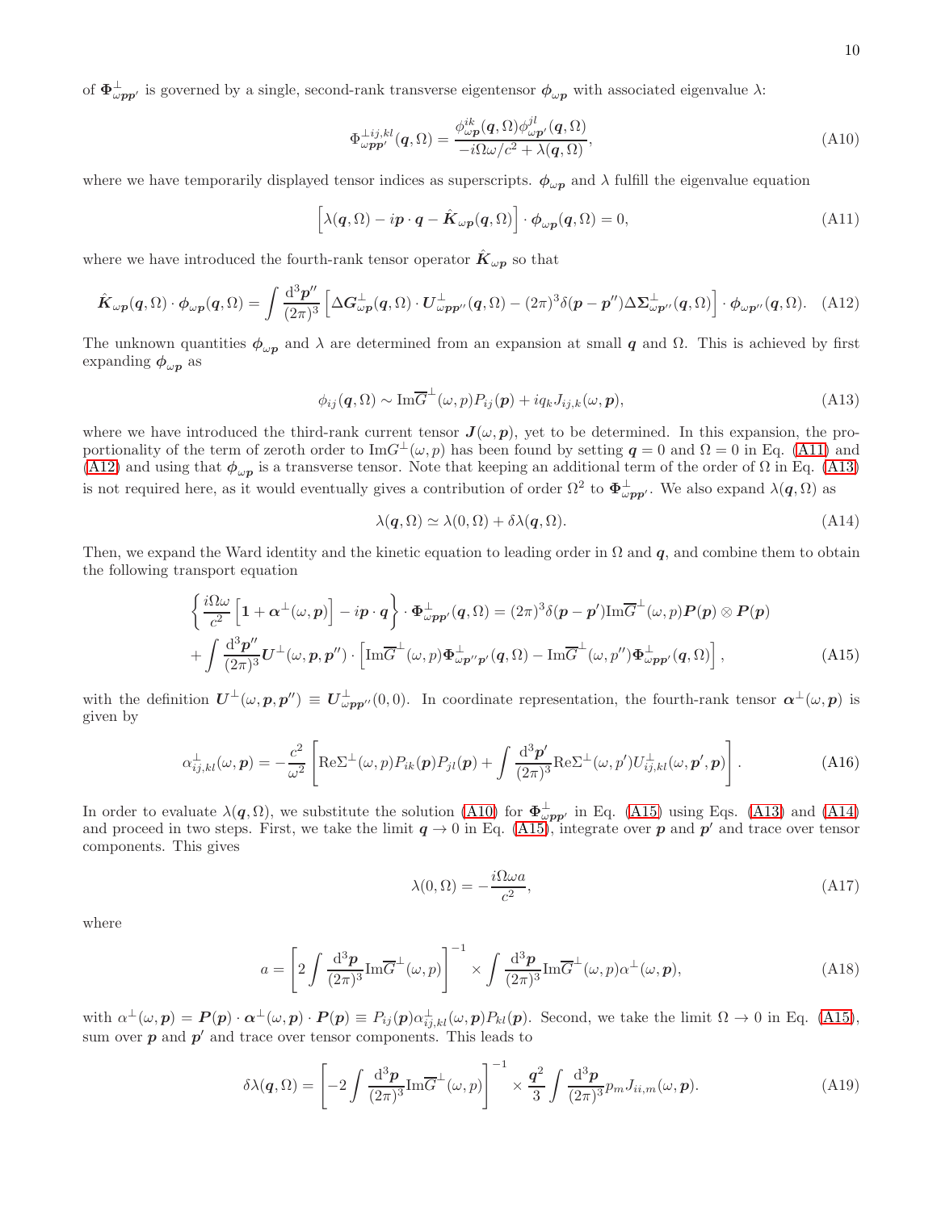of $\boldsymbol{\Phi}^{\perp}_{\omega \boldsymbol{p}\boldsymbol{p}'}$ is governed by a single, second-rank transverse eigentensor $\boldsymbol{\phi}_{\omega\boldsymbol{p}}$ with associated eigenvalue $\lambda$:

$$\Phi^{\perp ij,kl}_{\omega \boldsymbol{p}\boldsymbol{p}'}(\boldsymbol{q},\Omega) = \frac{\phi^{ik}_{\omega\boldsymbol{p}}(\boldsymbol{q},\Omega)\phi^{jl}_{\omega\boldsymbol{p}'}(\boldsymbol{q},\Omega)}{-i\Omega\omega/c^2 + \lambda(\boldsymbol{q},\Omega)}, \tag{A10}$$

where we have temporarily displayed tensor indices as superscripts. $\boldsymbol{\phi}_{\omega\boldsymbol{p}}$ and $\lambda$ fulfill the eigenvalue equation

$$\left[\lambda(\boldsymbol{q},\Omega) - i\boldsymbol{p}\cdot\boldsymbol{q} - \hat{\boldsymbol{K}}_{\omega\boldsymbol{p}}(\boldsymbol{q},\Omega)\right]\cdot\boldsymbol{\phi}_{\omega\boldsymbol{p}}(\boldsymbol{q},\Omega) = 0, \tag{A11}$$

where we have introduced the fourth-rank tensor operator $\hat{\boldsymbol{K}}_{\omega\boldsymbol{p}}$ so that

$$\hat{\boldsymbol{K}}_{\omega\boldsymbol{p}}(\boldsymbol{q},\Omega)\cdot\boldsymbol{\phi}_{\omega\boldsymbol{p}}(\boldsymbol{q},\Omega) = \int\frac{\mathrm{d}^3\boldsymbol{p}''}{(2\pi)^3}\left[\Delta\boldsymbol{G}^{\perp}_{\omega\boldsymbol{p}}(\boldsymbol{q},\Omega)\cdot\boldsymbol{U}^{\perp}_{\omega\boldsymbol{p}\boldsymbol{p}''}(\boldsymbol{q},\Omega) - (2\pi)^3\delta(\boldsymbol{p}-\boldsymbol{p}'')\Delta\boldsymbol{\Sigma}^{\perp}_{\omega\boldsymbol{p}''}(\boldsymbol{q},\Omega)\right]\cdot\boldsymbol{\phi}_{\omega\boldsymbol{p}''}(\boldsymbol{q},\Omega). \tag{A12}$$

The unknown quantities $\boldsymbol{\phi}_{\omega\boldsymbol{p}}$ and $\lambda$ are determined from an expansion at small $\boldsymbol{q}$ and $\Omega$. This is achieved by first expanding $\boldsymbol{\phi}_{\omega\boldsymbol{p}}$ as

$$\phi_{ij}(\boldsymbol{q},\Omega) \sim \mathrm{Im}\overline{G}^{\perp}(\omega,p)P_{ij}(\boldsymbol{p}) + iq_k J_{ij,k}(\omega,\boldsymbol{p}), \tag{A13}$$

where we have introduced the third-rank current tensor $\boldsymbol{J}(\omega,\boldsymbol{p})$, yet to be determined. In this expansion, the proportionality of the term of zeroth order to $\mathrm{Im}G^{\perp}(\omega,p)$ has been found by setting $\boldsymbol{q}=0$ and $\Omega=0$ in Eq. (A11) and (A12) and using that $\boldsymbol{\phi}_{\omega\boldsymbol{p}}$ is a transverse tensor. Note that keeping an additional term of the order of $\Omega$ in Eq. (A13) is not required here, as it would eventually gives a contribution of order $\Omega^2$ to $\boldsymbol{\Phi}^{\perp}_{\omega\boldsymbol{p}\boldsymbol{p}'}$. We also expand $\lambda(\boldsymbol{q},\Omega)$ as

$$\lambda(\boldsymbol{q},\Omega) \simeq \lambda(0,\Omega) + \delta\lambda(\boldsymbol{q},\Omega). \tag{A14}$$

Then, we expand the Ward identity and the kinetic equation to leading order in $\Omega$ and $\boldsymbol{q}$, and combine them to obtain the following transport equation

$$\begin{aligned}\left\{\frac{i\Omega\omega}{c^2}\left[\mathbf{1}+\boldsymbol{\alpha}^{\perp}(\omega,\boldsymbol{p})\right] - i\boldsymbol{p}\cdot\boldsymbol{q}\right\}\cdot\boldsymbol{\Phi}^{\perp}_{\omega\boldsymbol{p}\boldsymbol{p}'}(\boldsymbol{q},\Omega) &= (2\pi)^3\delta(\boldsymbol{p}-\boldsymbol{p}')\mathrm{Im}\overline{G}^{\perp}(\omega,p)\boldsymbol{P}(\boldsymbol{p})\otimes\boldsymbol{P}(\boldsymbol{p}) \\ &+ \int\frac{\mathrm{d}^3\boldsymbol{p}''}{(2\pi)^3}\boldsymbol{U}^{\perp}(\omega,\boldsymbol{p},\boldsymbol{p}'')\cdot\left[\mathrm{Im}\overline{G}^{\perp}(\omega,p)\boldsymbol{\Phi}^{\perp}_{\omega\boldsymbol{p}''\boldsymbol{p}'}(\boldsymbol{q},\Omega) - \mathrm{Im}\overline{G}^{\perp}(\omega,p'')\boldsymbol{\Phi}^{\perp}_{\omega\boldsymbol{p}\boldsymbol{p}'}(\boldsymbol{q},\Omega)\right],\end{aligned} \tag{A15}$$

with the definition $\boldsymbol{U}^{\perp}(\omega,\boldsymbol{p},\boldsymbol{p}'') \equiv \boldsymbol{U}^{\perp}_{\omega\boldsymbol{p}\boldsymbol{p}''}(0,0)$. In coordinate representation, the fourth-rank tensor $\boldsymbol{\alpha}^{\perp}(\omega,\boldsymbol{p})$ is given by

$$\alpha^{\perp}_{ij,kl}(\omega,\boldsymbol{p}) = -\frac{c^2}{\omega^2}\left[\mathrm{Re}\Sigma^{\perp}(\omega,p)P_{ik}(\boldsymbol{p})P_{jl}(\boldsymbol{p}) + \int\frac{\mathrm{d}^3\boldsymbol{p}'}{(2\pi)^3}\mathrm{Re}\Sigma^{\perp}(\omega,p')U^{\perp}_{ij,kl}(\omega,\boldsymbol{p}',\boldsymbol{p})\right]. \tag{A16}$$

In order to evaluate $\lambda(\boldsymbol{q},\Omega)$, we substitute the solution (A10) for $\boldsymbol{\Phi}^{\perp}_{\omega\boldsymbol{p}\boldsymbol{p}'}$ in Eq. (A15) using Eqs. (A13) and (A14) and proceed in two steps. First, we take the limit $\boldsymbol{q}\to 0$ in Eq. (A15), integrate over $\boldsymbol{p}$ and $\boldsymbol{p}'$ and trace over tensor components. This gives

$$\lambda(0,\Omega) = -\frac{i\Omega\omega a}{c^2}, \tag{A17}$$

where

$$a = \left[2\int\frac{\mathrm{d}^3\boldsymbol{p}}{(2\pi)^3}\mathrm{Im}\overline{G}^{\perp}(\omega,p)\right]^{-1}\times\int\frac{\mathrm{d}^3\boldsymbol{p}}{(2\pi)^3}\mathrm{Im}\overline{G}^{\perp}(\omega,p)\alpha^{\perp}(\omega,\boldsymbol{p}), \tag{A18}$$

with $\alpha^{\perp}(\omega,\boldsymbol{p}) = \boldsymbol{P}(\boldsymbol{p})\cdot\boldsymbol{\alpha}^{\perp}(\omega,\boldsymbol{p})\cdot\boldsymbol{P}(\boldsymbol{p}) \equiv P_{ij}(\boldsymbol{p})\alpha^{\perp}_{ij,kl}(\omega,\boldsymbol{p})P_{kl}(\boldsymbol{p})$. Second, we take the limit $\Omega\to 0$ in Eq. (A15), sum over $\boldsymbol{p}$ and $\boldsymbol{p}'$ and trace over tensor components. This leads to

$$\delta\lambda(\boldsymbol{q},\Omega) = \left[-2\int\frac{\mathrm{d}^3\boldsymbol{p}}{(2\pi)^3}\mathrm{Im}\overline{G}^{\perp}(\omega,p)\right]^{-1}\times\frac{\boldsymbol{q}^2}{3}\int\frac{\mathrm{d}^3\boldsymbol{p}}{(2\pi)^3}p_m J_{ii,m}(\omega,\boldsymbol{p}). \tag{A19}$$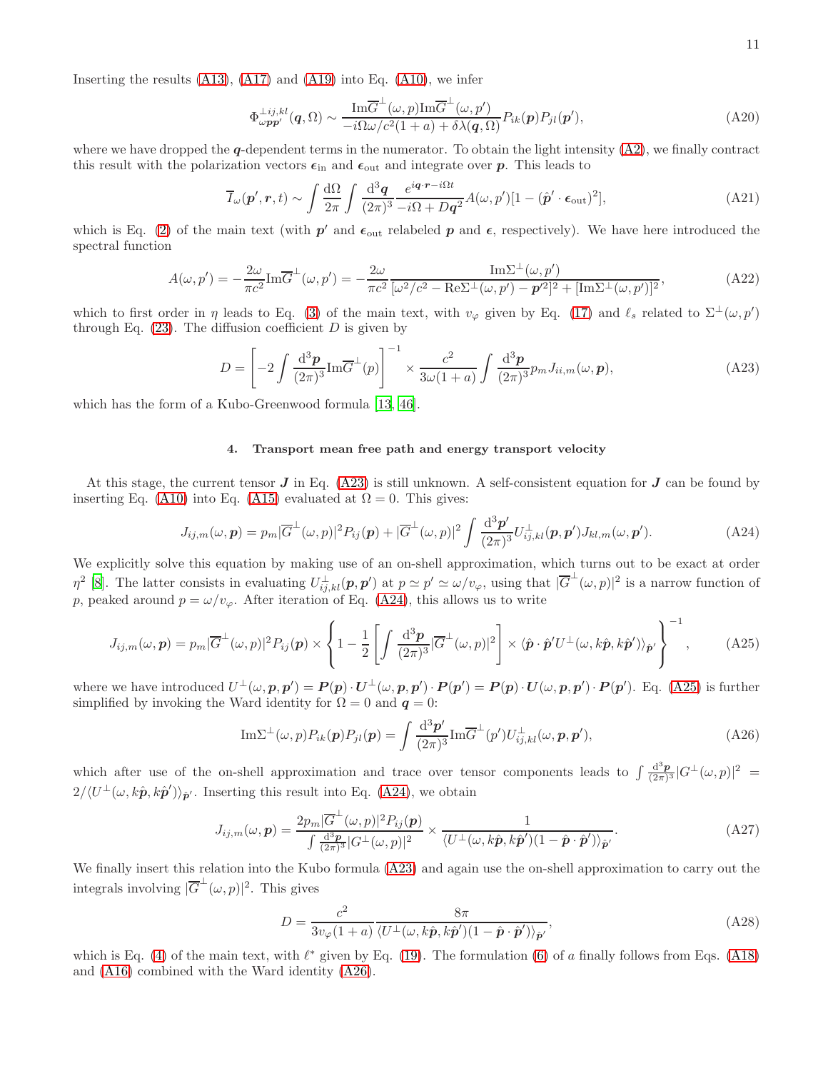Inserting the results (A13), (A17) and (A19) into Eq. (A10), we infer

$$\Phi^{\perp ij,kl}_{\omega \boldsymbol{p}\boldsymbol{p}'}(\boldsymbol{q},\Omega) \sim \frac{\mathrm{Im}\overline{G}^{\perp}(\omega,p)\mathrm{Im}\overline{G}^{\perp}(\omega,p')}{-i\Omega\omega/c^2(1+a)+\delta\lambda(\boldsymbol{q},\Omega)} P_{ik}(\boldsymbol{p})P_{jl}(\boldsymbol{p}'), \tag{A20}$$

where we have dropped the $\boldsymbol{q}$-dependent terms in the numerator. To obtain the light intensity (A2), we finally contract this result with the polarization vectors $\boldsymbol{\epsilon}_{\mathrm{in}}$ and $\boldsymbol{\epsilon}_{\mathrm{out}}$ and integrate over $\boldsymbol{p}$. This leads to

$$\overline{I}_{\omega}(\boldsymbol{p}',\boldsymbol{r},t) \sim \int \frac{\mathrm{d}\Omega}{2\pi}\int\frac{\mathrm{d}^3\boldsymbol{q}}{(2\pi)^3}\frac{e^{i\boldsymbol{q}\cdot\boldsymbol{r}-i\Omega t}}{-i\Omega+D\boldsymbol{q}^2}A(\omega,p')[1-(\hat{\boldsymbol{p}}'\cdot\boldsymbol{\epsilon}_{\mathrm{out}})^2], \tag{A21}$$

which is Eq. (2) of the main text (with $\boldsymbol{p}'$ and $\boldsymbol{\epsilon}_{\mathrm{out}}$ relabeled $\boldsymbol{p}$ and $\boldsymbol{\epsilon}$, respectively). We have here introduced the spectral function

$$A(\omega,p') = -\frac{2\omega}{\pi c^2}\mathrm{Im}\overline{G}^{\perp}(\omega,p') = -\frac{2\omega}{\pi c^2}\frac{\mathrm{Im}\Sigma^{\perp}(\omega,p')}{[\omega^2/c^2-\mathrm{Re}\Sigma^{\perp}(\omega,p')-\boldsymbol{p}'^2]^2+[\mathrm{Im}\Sigma^{\perp}(\omega,p')]^2}, \tag{A22}$$

which to first order in $\eta$ leads to Eq. (3) of the main text, with $v_\varphi$ given by Eq. (17) and $\ell_s$ related to $\Sigma^{\perp}(\omega,p')$ through Eq. (23). The diffusion coefficient $D$ is given by

$$D = \left[-2\int\frac{\mathrm{d}^3\boldsymbol{p}}{(2\pi)^3}\mathrm{Im}\overline{G}^{\perp}(p)\right]^{-1}\times\frac{c^2}{3\omega(1+a)}\int\frac{\mathrm{d}^3\boldsymbol{p}}{(2\pi)^3}p_m J_{ii,m}(\omega,\boldsymbol{p}), \tag{A23}$$

which has the form of a Kubo-Greenwood formula [13, 46].

### 4. Transport mean free path and energy transport velocity

At this stage, the current tensor $\boldsymbol{J}$ in Eq. (A23) is still unknown. A self-consistent equation for $\boldsymbol{J}$ can be found by inserting Eq. (A10) into Eq. (A15) evaluated at $\Omega = 0$. This gives:

$$J_{ij,m}(\omega,\boldsymbol{p}) = p_m|\overline{G}^{\perp}(\omega,p)|^2 P_{ij}(\boldsymbol{p}) + |\overline{G}^{\perp}(\omega,p)|^2\int\frac{\mathrm{d}^3\boldsymbol{p}'}{(2\pi)^3}U^{\perp}_{ij,kl}(\boldsymbol{p},\boldsymbol{p}')J_{kl,m}(\omega,\boldsymbol{p}'). \tag{A24}$$

We explicitly solve this equation by making use of an on-shell approximation, which turns out to be exact at order $\eta^2$ [8]. The latter consists in evaluating $U^{\perp}_{ij,kl}(\boldsymbol{p},\boldsymbol{p}')$ at $p \simeq p' \simeq \omega/v_\varphi$, using that $|\overline{G}^{\perp}(\omega,p)|^2$ is a narrow function of $p$, peaked around $p = \omega/v_\varphi$. After iteration of Eq. (A24), this allows us to write

$$J_{ij,m}(\omega,\boldsymbol{p}) = p_m|\overline{G}^{\perp}(\omega,p)|^2 P_{ij}(\boldsymbol{p})\times\left\{1-\frac{1}{2}\left[\int\frac{\mathrm{d}^3\boldsymbol{p}}{(2\pi)^3}|\overline{G}^{\perp}(\omega,p)|^2\right]\times\langle\hat{\boldsymbol{p}}\cdot\hat{\boldsymbol{p}}'U^{\perp}(\omega,k\hat{\boldsymbol{p}},k\hat{\boldsymbol{p}}')\rangle_{\hat{\boldsymbol{p}}'}\right\}^{-1}, \tag{A25}$$

where we have introduced $U^{\perp}(\omega,\boldsymbol{p},\boldsymbol{p}') = \boldsymbol{P}(\boldsymbol{p})\cdot\boldsymbol{U}^{\perp}(\omega,\boldsymbol{p},\boldsymbol{p}')\cdot\boldsymbol{P}(\boldsymbol{p}') = \boldsymbol{P}(\boldsymbol{p})\cdot\boldsymbol{U}(\omega,\boldsymbol{p},\boldsymbol{p}')\cdot\boldsymbol{P}(\boldsymbol{p}')$. Eq. (A25) is further simplified by invoking the Ward identity for $\Omega = 0$ and $\boldsymbol{q} = 0$:

$$\mathrm{Im}\Sigma^{\perp}(\omega,p)P_{ik}(\boldsymbol{p})P_{jl}(\boldsymbol{p}) = \int\frac{\mathrm{d}^3\boldsymbol{p}'}{(2\pi)^3}\mathrm{Im}\overline{G}^{\perp}(p')U^{\perp}_{ij,kl}(\omega,\boldsymbol{p},\boldsymbol{p}'), \tag{A26}$$

which after use of the on-shell approximation and trace over tensor components leads to $\int\frac{\mathrm{d}^3\boldsymbol{p}}{(2\pi)^3}|G^{\perp}(\omega,p)|^2 = 2/\langle U^{\perp}(\omega,k\hat{\boldsymbol{p}},k\hat{\boldsymbol{p}}')\rangle_{\hat{\boldsymbol{p}}'}$. Inserting this result into Eq. (A24), we obtain

$$J_{ij,m}(\omega,\boldsymbol{p}) = \frac{2p_m|\overline{G}^{\perp}(\omega,p)|^2 P_{ij}(\boldsymbol{p})}{\int\frac{\mathrm{d}^3\boldsymbol{p}}{(2\pi)^3}|G^{\perp}(\omega,p)|^2}\times\frac{1}{\langle U^{\perp}(\omega,k\hat{\boldsymbol{p}},k\hat{\boldsymbol{p}}')(1-\hat{\boldsymbol{p}}\cdot\hat{\boldsymbol{p}}')\rangle_{\hat{\boldsymbol{p}}'}}. \tag{A27}$$

We finally insert this relation into the Kubo formula (A23) and again use the on-shell approximation to carry out the integrals involving $|\overline{G}^{\perp}(\omega,p)|^2$. This gives

$$D = \frac{c^2}{3v_\varphi(1+a)}\frac{8\pi}{\langle U^{\perp}(\omega,k\hat{\boldsymbol{p}},k\hat{\boldsymbol{p}}')(1-\hat{\boldsymbol{p}}\cdot\hat{\boldsymbol{p}}')\rangle_{\hat{\boldsymbol{p}}'}}, \tag{A28}$$

which is Eq. (4) of the main text, with $\ell^*$ given by Eq. (19). The formulation (6) of $a$ finally follows from Eqs. (A18) and (A16) combined with the Ward identity (A26).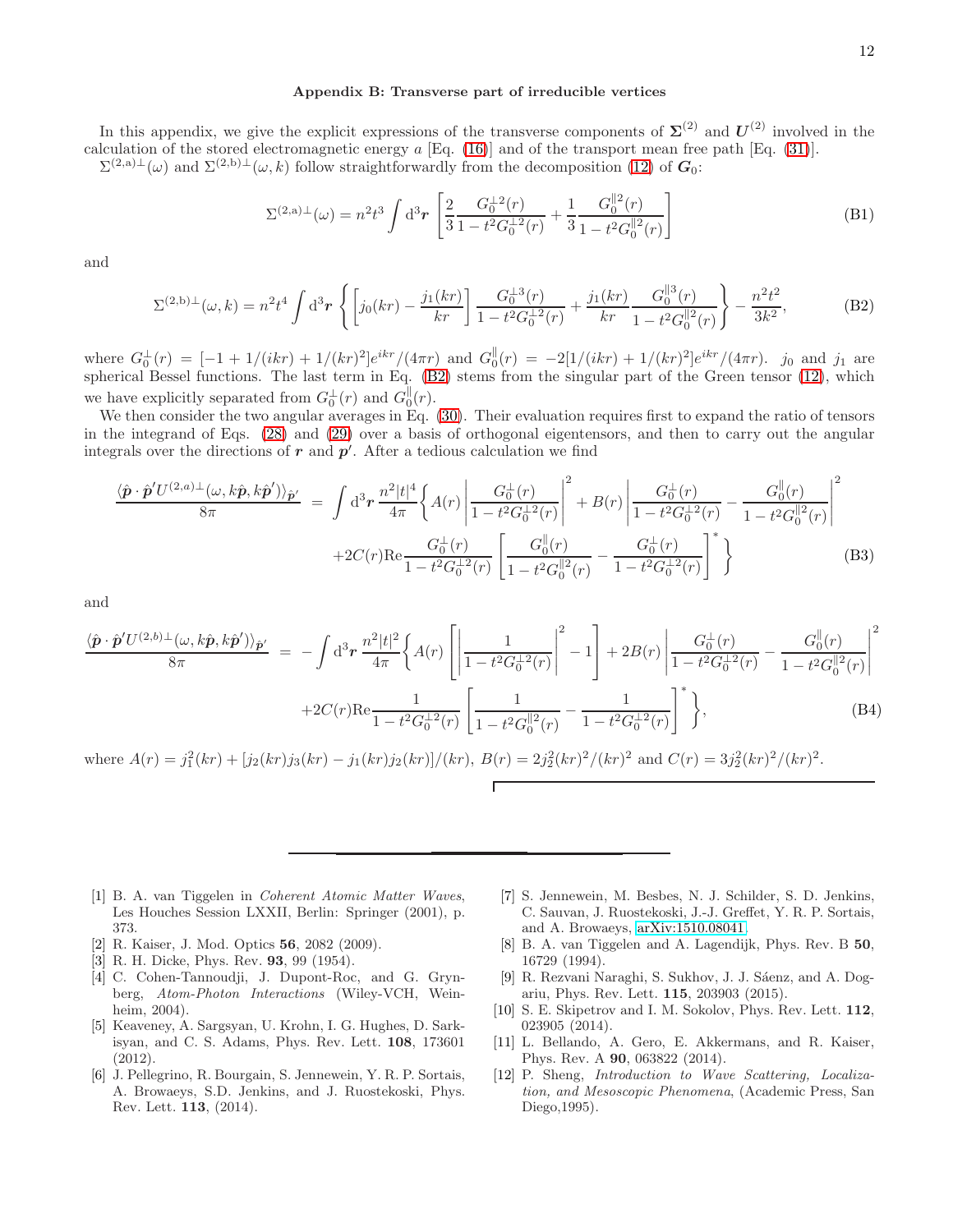## Appendix B: Transverse part of irreducible vertices

In this appendix, we give the explicit expressions of the transverse components of $\boldsymbol{\Sigma}^{(2)}$ and $\boldsymbol{U}^{(2)}$ involved in the calculation of the stored electromagnetic energy $a$ [Eq. (16)] and of the transport mean free path [Eq. (31)].

$\Sigma^{(2,\mathrm{a})\perp}(\omega)$ and $\Sigma^{(2,\mathrm{b})\perp}(\omega,k)$ follow straightforwardly from the decomposition (12) of $\boldsymbol{G}_0$:

$$\Sigma^{(2,\mathrm{a})\perp}(\omega) = n^2 t^3 \int \mathrm{d}^3\boldsymbol{r} \left[\frac{2}{3}\frac{G_0^{\perp 2}(r)}{1-t^2 G_0^{\perp 2}(r)} + \frac{1}{3}\frac{G_0^{\parallel 2}(r)}{1-t^2 G_0^{\parallel 2}(r)}\right] \tag{B1}$$

and

$$\Sigma^{(2,\mathrm{b})\perp}(\omega,k) = n^2 t^4 \int \mathrm{d}^3\boldsymbol{r} \left\{\left[j_0(kr) - \frac{j_1(kr)}{kr}\right]\frac{G_0^{\perp 3}(r)}{1-t^2 G_0^{\perp 2}(r)} + \frac{j_1(kr)}{kr}\frac{G_0^{\parallel 3}(r)}{1-t^2 G_0^{\parallel 2}(r)}\right\} - \frac{n^2 t^2}{3k^2}, \tag{B2}$$

where $G_0^{\perp}(r) = [-1 + 1/(ikr) + 1/(kr)^2]e^{ikr}/(4\pi r)$ and $G_0^{\parallel}(r) = -2[1/(ikr) + 1/(kr)^2]e^{ikr}/(4\pi r)$. $j_0$ and $j_1$ are spherical Bessel functions. The last term in Eq. (B2) stems from the singular part of the Green tensor (12), which we have explicitly separated from $G_0^{\perp}(r)$ and $G_0^{\parallel}(r)$.

We then consider the two angular averages in Eq. (30). Their evaluation requires first to expand the ratio of tensors in the integrand of Eqs. (28) and (29) over a basis of orthogonal eigentensors, and then to carry out the angular integrals over the directions of $\boldsymbol{r}$ and $\boldsymbol{p}'$. After a tedious calculation we find

$$\begin{aligned}\frac{\langle \hat{\boldsymbol{p}}\cdot\hat{\boldsymbol{p}}' U^{(2,a)\perp}(\omega, k\hat{\boldsymbol{p}}, k\hat{\boldsymbol{p}}')\rangle_{\hat{\boldsymbol{p}}'}}{8\pi} \;=\; &\int \mathrm{d}^3\boldsymbol{r}\, \frac{n^2|t|^4}{4\pi}\Bigg\{A(r)\left|\frac{G_0^{\perp}(r)}{1-t^2G_0^{\perp 2}(r)}\right|^2 + B(r)\left|\frac{G_0^{\perp}(r)}{1-t^2G_0^{\perp 2}(r)} - \frac{G_0^{\parallel}(r)}{1-t^2G_0^{\parallel 2}(r)}\right|^2 \\ &+2C(r)\mathrm{Re}\frac{G_0^{\perp}(r)}{1-t^2G_0^{\perp 2}(r)}\left[\frac{G_0^{\parallel}(r)}{1-t^2G_0^{\parallel 2}(r)} - \frac{G_0^{\perp}(r)}{1-t^2G_0^{\perp 2}(r)}\right]^*\Bigg\}\end{aligned} \tag{B3}$$

and

$$\begin{aligned}\frac{\langle \hat{\boldsymbol{p}}\cdot\hat{\boldsymbol{p}}' U^{(2,b)\perp}(\omega, k\hat{\boldsymbol{p}}, k\hat{\boldsymbol{p}}')\rangle_{\hat{\boldsymbol{p}}'}}{8\pi} \;=\; &-\int \mathrm{d}^3\boldsymbol{r}\, \frac{n^2|t|^2}{4\pi}\Bigg\{A(r)\left[\left|\frac{1}{1-t^2G_0^{\perp 2}(r)}\right|^2 - 1\right] + 2B(r)\left|\frac{G_0^{\perp}(r)}{1-t^2G_0^{\perp 2}(r)} - \frac{G_0^{\parallel}(r)}{1-t^2G_0^{\parallel 2}(r)}\right|^2 \\ &+2C(r)\mathrm{Re}\frac{1}{1-t^2G_0^{\perp 2}(r)}\left[\frac{1}{1-t^2G_0^{\parallel 2}(r)} - \frac{1}{1-t^2G_0^{\perp 2}(r)}\right]^*\Bigg\},\end{aligned} \tag{B4}$$

where $A(r) = j_1^2(kr) + [j_2(kr)j_3(kr) - j_1(kr)j_2(kr)]/(kr)$, $B(r) = 2j_2^2(kr)^2/(kr)^2$ and $C(r) = 3j_2^2(kr)^2/(kr)^2$.

---

[1] B. A. van Tiggelen in *Coherent Atomic Matter Waves*, Les Houches Session LXXII, Berlin: Springer (2001), p. 373.
[2] R. Kaiser, J. Mod. Optics **56**, 2082 (2009).
[3] R. H. Dicke, Phys. Rev. **93**, 99 (1954).
[4] C. Cohen-Tannoudji, J. Dupont-Roc, and G. Grynberg, *Atom-Photon Interactions* (Wiley-VCH, Weinheim, 2004).
[5] Keaveney, A. Sargsyan, U. Krohn, I. G. Hughes, D. Sarkisyan, and C. S. Adams, Phys. Rev. Lett. **108**, 173601 (2012).
[6] J. Pellegrino, R. Bourgain, S. Jennewein, Y. R. P. Sortais, A. Browaeys, S.D. Jenkins, and J. Ruostekoski, Phys. Rev. Lett. **113**, (2014).
[7] S. Jennewein, M. Besbes, N. J. Schilder, S. D. Jenkins, C. Sauvan, J. Ruostekoski, J.-J. Greffet, Y. R. P. Sortais, and A. Browaeys, arXiv:1510.08041.
[8] B. A. van Tiggelen and A. Lagendijk, Phys. Rev. B **50**, 16729 (1994).
[9] R. Rezvani Naraghi, S. Sukhov, J. J. Sáenz, and A. Dogariu, Phys. Rev. Lett. **115**, 203903 (2015).
[10] S. E. Skipetrov and I. M. Sokolov, Phys. Rev. Lett. **112**, 023905 (2014).
[11] L. Bellando, A. Gero, E. Akkermans, and R. Kaiser, Phys. Rev. A **90**, 063822 (2014).
[12] P. Sheng, *Introduction to Wave Scattering, Localization, and Mesoscopic Phenomena*, (Academic Press, San Diego,1995).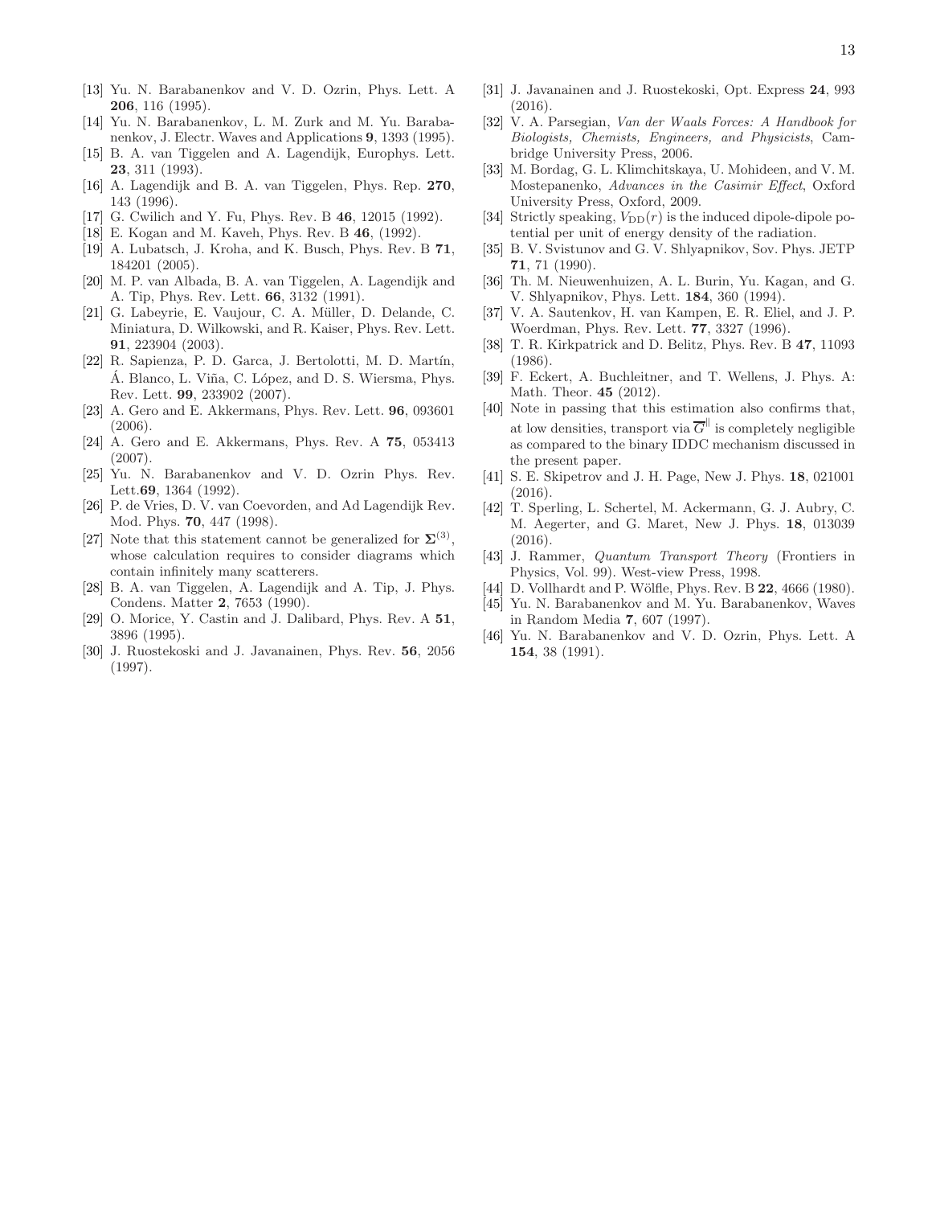[13] Yu. N. Barabanenkov and V. D. Ozrin, Phys. Lett. A **206**, 116 (1995).

[14] Yu. N. Barabanenkov, L. M. Zurk and M. Yu. Barabanenkov, J. Electr. Waves and Applications **9**, 1393 (1995).

[15] B. A. van Tiggelen and A. Lagendijk, Europhys. Lett. **23**, 311 (1993).

[16] A. Lagendijk and B. A. van Tiggelen, Phys. Rep. **270**, 143 (1996).

[17] G. Cwilich and Y. Fu, Phys. Rev. B **46**, 12015 (1992).

[18] E. Kogan and M. Kaveh, Phys. Rev. B **46**, (1992).

[19] A. Lubatsch, J. Kroha, and K. Busch, Phys. Rev. B **71**, 184201 (2005).

[20] M. P. van Albada, B. A. van Tiggelen, A. Lagendijk and A. Tip, Phys. Rev. Lett. **66**, 3132 (1991).

[21] G. Labeyrie, E. Vaujour, C. A. Müller, D. Delande, C. Miniatura, D. Wilkowski, and R. Kaiser, Phys. Rev. Lett. **91**, 223904 (2003).

[22] R. Sapienza, P. D. Garca, J. Bertolotti, M. D. Martín, Á. Blanco, L. Viña, C. López, and D. S. Wiersma, Phys. Rev. Lett. **99**, 233902 (2007).

[23] A. Gero and E. Akkermans, Phys. Rev. Lett. **96**, 093601 (2006).

[24] A. Gero and E. Akkermans, Phys. Rev. A **75**, 053413 (2007).

[25] Yu. N. Barabanenkov and V. D. Ozrin Phys. Rev. Lett.**69**, 1364 (1992).

[26] P. de Vries, D. V. van Coevorden, and Ad Lagendijk Rev. Mod. Phys. **70**, 447 (1998).

[27] Note that this statement cannot be generalized for $\mathbf{\Sigma}^{(3)}$, whose calculation requires to consider diagrams which contain infinitely many scatterers.

[28] B. A. van Tiggelen, A. Lagendijk and A. Tip, J. Phys. Condens. Matter **2**, 7653 (1990).

[29] O. Morice, Y. Castin and J. Dalibard, Phys. Rev. A **51**, 3896 (1995).

[30] J. Ruostekoski and J. Javanainen, Phys. Rev. **56**, 2056 (1997).

[31] J. Javanainen and J. Ruostekoski, Opt. Express **24**, 993 (2016).

[32] V. A. Parsegian, *Van der Waals Forces: A Handbook for Biologists, Chemists, Engineers, and Physicists*, Cambridge University Press, 2006.

[33] M. Bordag, G. L. Klimchitskaya, U. Mohideen, and V. M. Mostepanenko, *Advances in the Casimir Effect*, Oxford University Press, Oxford, 2009.

[34] Strictly speaking, $V_{\rm DD}(r)$ is the induced dipole-dipole potential per unit of energy density of the radiation.

[35] B. V. Svistunov and G. V. Shlyapnikov, Sov. Phys. JETP **71**, 71 (1990).

[36] Th. M. Nieuwenhuizen, A. L. Burin, Yu. Kagan, and G. V. Shlyapnikov, Phys. Lett. **184**, 360 (1994).

[37] V. A. Sautenkov, H. van Kampen, E. R. Eliel, and J. P. Woerdman, Phys. Rev. Lett. **77**, 3327 (1996).

[38] T. R. Kirkpatrick and D. Belitz, Phys. Rev. B **47**, 11093 (1986).

[39] F. Eckert, A. Buchleitner, and T. Wellens, J. Phys. A: Math. Theor. **45** (2012).

[40] Note in passing that this estimation also confirms that, at low densities, transport via $\overline{G}^{\parallel}$ is completely negligible as compared to the binary IDDC mechanism discussed in the present paper.

[41] S. E. Skipetrov and J. H. Page, New J. Phys. **18**, 021001 (2016).

[42] T. Sperling, L. Schertel, M. Ackermann, G. J. Aubry, C. M. Aegerter, and G. Maret, New J. Phys. **18**, 013039 (2016).

[43] J. Rammer, *Quantum Transport Theory* (Frontiers in Physics, Vol. 99). West-view Press, 1998.

[44] D. Vollhardt and P. Wölfle, Phys. Rev. B **22**, 4666 (1980).

[45] Yu. N. Barabanenkov and M. Yu. Barabanenkov, Waves in Random Media **7**, 607 (1997).

[46] Yu. N. Barabanenkov and V. D. Ozrin, Phys. Lett. A **154**, 38 (1991).